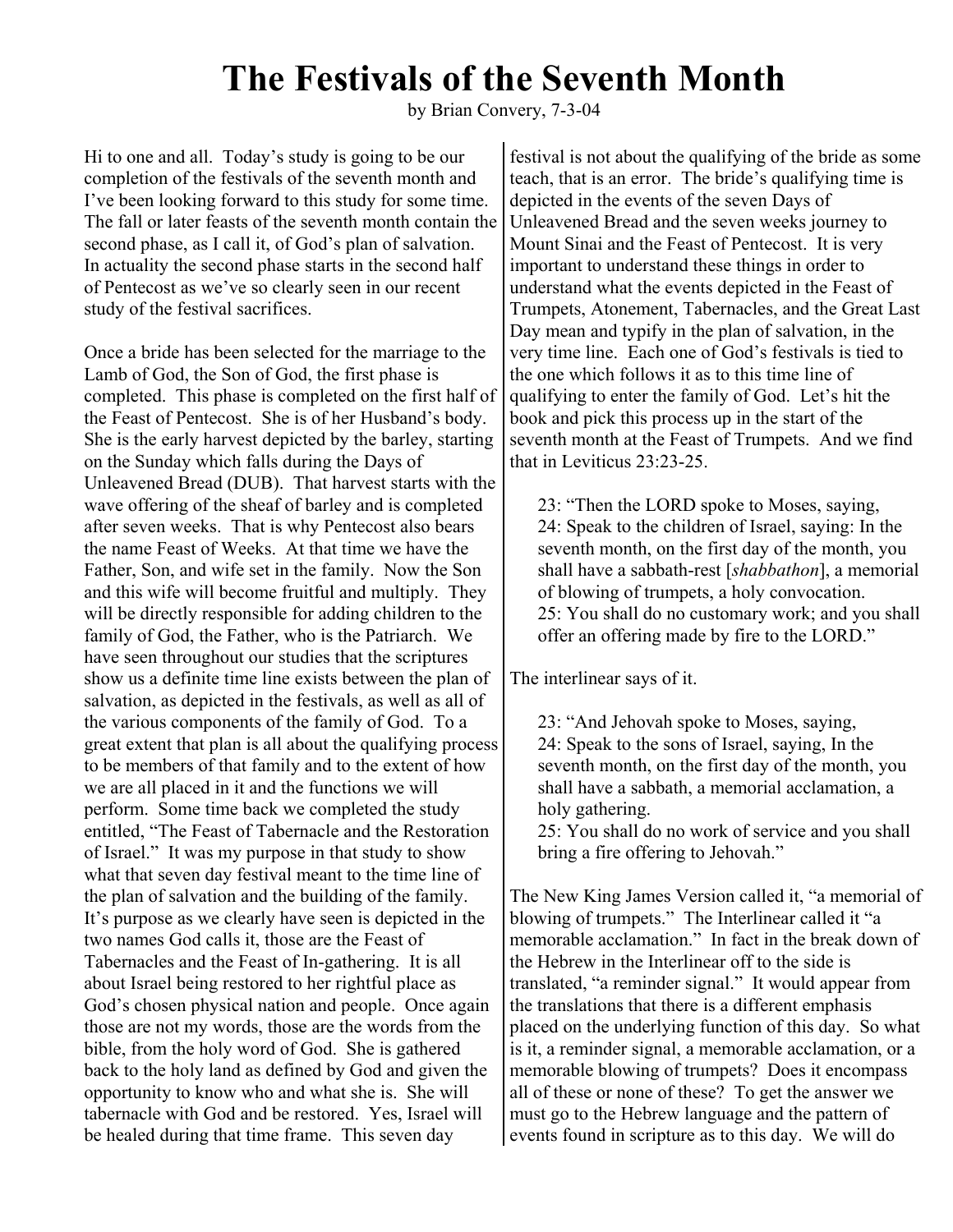# The Festivals of the Seventh Month

by Brian Convery, 7-3-04

Hi to one and all. Today's study is going to be our completion of the festivals of the seventh month and I've been looking forward to this study for some time. The fall or later feasts of the seventh month contain the second phase, as I call it, of God's plan of salvation. In actuality the second phase starts in the second half of Pentecost as we've so clearly seen in our recent study of the festival sacrifices.

Once a bride has been selected for the marriage to the Lamb of God, the Son of God, the first phase is completed. This phase is completed on the first half of the Feast of Pentecost. She is of her Husband's body. She is the early harvest depicted by the barley, starting on the Sunday which falls during the Days of Unleavened Bread (DUB). That harvest starts with the wave offering of the sheaf of barley and is completed after seven weeks. That is why Pentecost also bears the name Feast of Weeks. At that time we have the Father, Son, and wife set in the family. Now the Son and this wife will become fruitful and multiply. They will be directly responsible for adding children to the family of God, the Father, who is the Patriarch. We have seen throughout our studies that the scriptures show us a definite time line exists between the plan of salvation, as depicted in the festivals, as well as all of the various components of the family of God. To a great extent that plan is all about the qualifying process to be members of that family and to the extent of how we are all placed in it and the functions we will perform. Some time back we completed the study entitled, "The Feast of Tabernacle and the Restoration of Israel." It was my purpose in that study to show what that seven day festival meant to the time line of the plan of salvation and the building of the family. It's purpose as we clearly have seen is depicted in the two names God calls it, those are the Feast of Tabernacles and the Feast of In-gathering. It is all about Israel being restored to her rightful place as God's chosen physical nation and people. Once again those are not my words, those are the words from the bible, from the holy word of God. She is gathered back to the holy land as defined by God and given the opportunity to know who and what she is. She will tabernacle with God and be restored. Yes, Israel will be healed during that time frame. This seven day festival is not about the qualifying of the bride as some teach, that is an error. The bride's qualifying time is depicted in the events of the seven Days of Unleavened Bread and the seven weeks journey to Mount Sinai and the Feast of Pentecost. It is very important to understand these things in order to understand what the events depicted in the Feast of Trumpets, Atonement, Tabernacles, and the Great Last Day mean and typify in the plan of salvation, in the very time line. Each one of God's festivals is tied to the one which follows it as to this time line of qualifying to enter the family of God. Let's hit the book and pick this process up in the start of the seventh month at the Feast of Trumpets. And we find that in Leviticus 23:23-25.

> 23: "Then the LORD spoke to Moses, saying,
> 24: Speak to the children of Israel, saying: In the seventh month, on the first day of the month, you shall have a sabbath-rest [*shabbathon*], a memorial of blowing of trumpets, a holy convocation.
> 25: You shall do no customary work; and you shall offer an offering made by fire to the LORD."

The interlinear says of it.

> 23: "And Jehovah spoke to Moses, saying,
> 24: Speak to the sons of Israel, saying, In the seventh month, on the first day of the month, you shall have a sabbath, a memorial acclamation, a holy gathering.
> 25: You shall do no work of service and you shall bring a fire offering to Jehovah."

The New King James Version called it, "a memorial of blowing of trumpets." The Interlinear called it "a memorable acclamation." In fact in the break down of the Hebrew in the Interlinear off to the side is translated, "a reminder signal." It would appear from the translations that there is a different emphasis placed on the underlying function of this day. So what is it, a reminder signal, a memorable acclamation, or a memorable blowing of trumpets? Does it encompass all of these or none of these? To get the answer we must go to the Hebrew language and the pattern of events found in scripture as to this day. We will do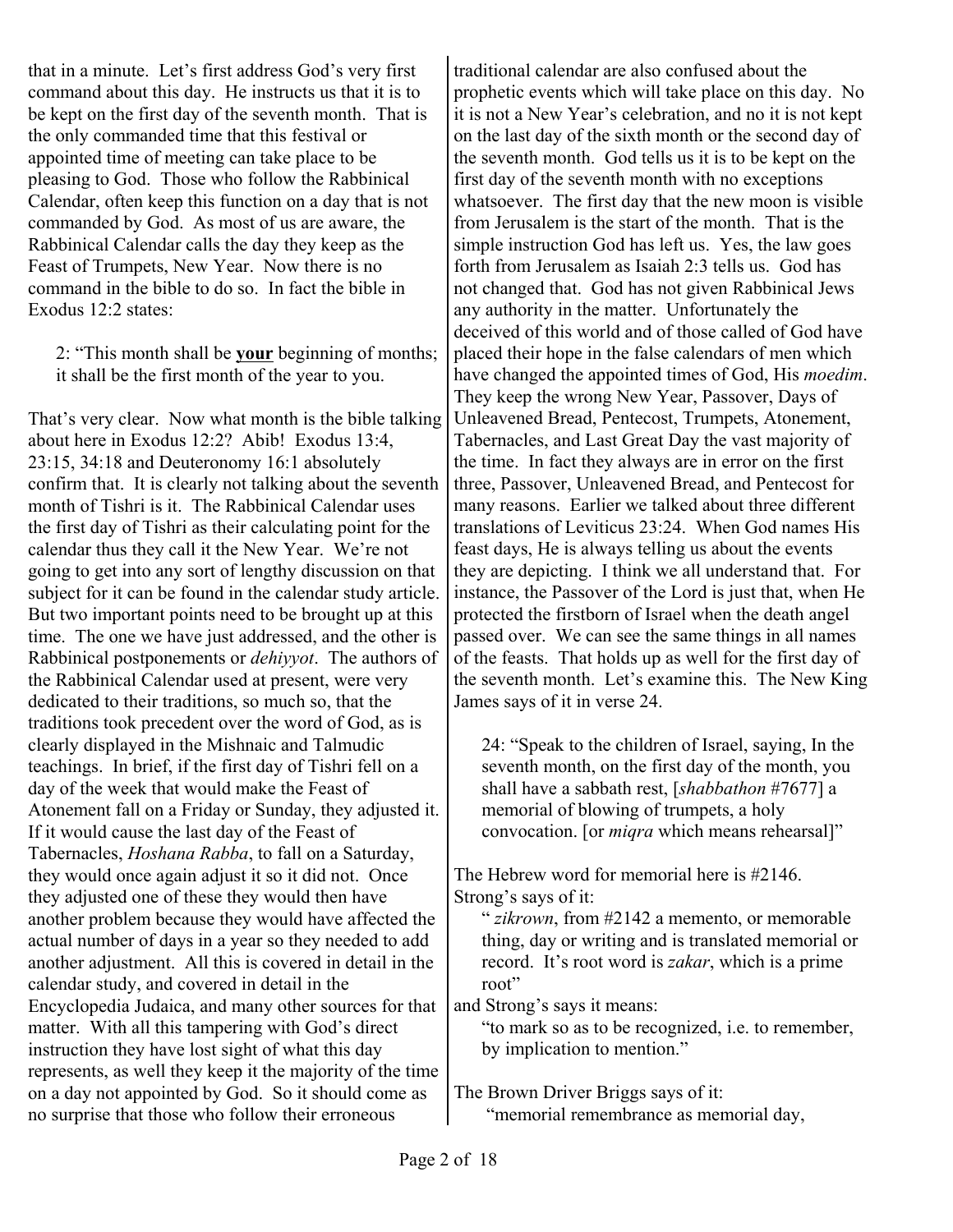that in a minute. Let's first address God's very first command about this day. He instructs us that it is to be kept on the first day of the seventh month. That is the only commanded time that this festival or appointed time of meeting can take place to be pleasing to God. Those who follow the Rabbinical Calendar, often keep this function on a day that is not commanded by God. As most of us are aware, the Rabbinical Calendar calls the day they keep as the Feast of Trumpets, New Year. Now there is no command in the bible to do so. In fact the bible in Exodus 12:2 states:

> 2: "This month shall be **<u>your</u>** beginning of months; it shall be the first month of the year to you.

That's very clear. Now what month is the bible talking about here in Exodus 12:2? Abib! Exodus 13:4, 23:15, 34:18 and Deuteronomy 16:1 absolutely confirm that. It is clearly not talking about the seventh month of Tishri is it. The Rabbinical Calendar uses the first day of Tishri as their calculating point for the calendar thus they call it the New Year. We're not going to get into any sort of lengthy discussion on that subject for it can be found in the calendar study article. But two important points need to be brought up at this time. The one we have just addressed, and the other is Rabbinical postponements or *dehiyyot*. The authors of the Rabbinical Calendar used at present, were very dedicated to their traditions, so much so, that the traditions took precedent over the word of God, as is clearly displayed in the Mishnaic and Talmudic teachings. In brief, if the first day of Tishri fell on a day of the week that would make the Feast of Atonement fall on a Friday or Sunday, they adjusted it. If it would cause the last day of the Feast of Tabernacles, *Hoshana Rabba*, to fall on a Saturday, they would once again adjust it so it did not. Once they adjusted one of these they would then have another problem because they would have affected the actual number of days in a year so they needed to add another adjustment. All this is covered in detail in the calendar study, and covered in detail in the Encyclopedia Judaica, and many other sources for that matter. With all this tampering with God's direct instruction they have lost sight of what this day represents, as well they keep it the majority of the time on a day not appointed by God. So it should come as no surprise that those who follow their erroneous traditional calendar are also confused about the prophetic events which will take place on this day. No it is not a New Year's celebration, and no it is not kept on the last day of the sixth month or the second day of the seventh month. God tells us it is to be kept on the first day of the seventh month with no exceptions whatsoever. The first day that the new moon is visible from Jerusalem is the start of the month. That is the simple instruction God has left us. Yes, the law goes forth from Jerusalem as Isaiah 2:3 tells us. God has not changed that. God has not given Rabbinical Jews any authority in the matter. Unfortunately the deceived of this world and of those called of God have placed their hope in the false calendars of men which have changed the appointed times of God, His *moedim*. They keep the wrong New Year, Passover, Days of Unleavened Bread, Pentecost, Trumpets, Atonement, Tabernacles, and Last Great Day the vast majority of the time. In fact they always are in error on the first three, Passover, Unleavened Bread, and Pentecost for many reasons. Earlier we talked about three different translations of Leviticus 23:24. When God names His feast days, He is always telling us about the events they are depicting. I think we all understand that. For instance, the Passover of the Lord is just that, when He protected the firstborn of Israel when the death angel passed over. We can see the same things in all names of the feasts. That holds up as well for the first day of the seventh month. Let's examine this. The New King James says of it in verse 24.

> 24: "Speak to the children of Israel, saying, In the seventh month, on the first day of the month, you shall have a sabbath rest, [*shabbathon* #7677] a memorial of blowing of trumpets, a holy convocation. [or *miqra* which means rehearsal]"

The Hebrew word for memorial here is #2146. Strong's says of it:

> " *zikrown*, from #2142 a memento, or memorable thing, day or writing and is translated memorial or record. It's root word is *zakar*, which is a prime root"

and Strong's says it means:

> "to mark so as to be recognized, i.e. to remember, by implication to mention."

The Brown Driver Briggs says of it:

> "memorial remembrance as memorial day,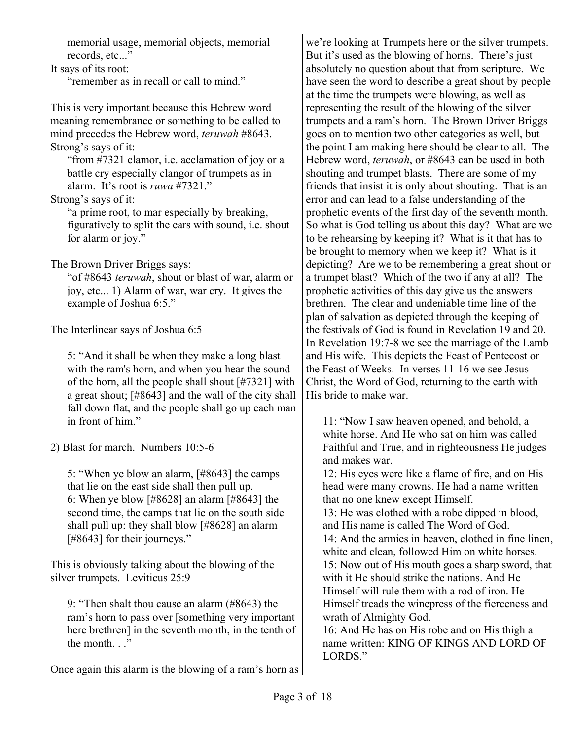memorial usage, memorial objects, memorial records, etc..."

It says of its root:

> "remember as in recall or call to mind."

This is very important because this Hebrew word meaning remembrance or something to be called to mind precedes the Hebrew word, *teruwah* #8643. Strong's says of it:

> "from #7321 clamor, i.e. acclamation of joy or a battle cry especially clangor of trumpets as in alarm. It's root is *ruwa* #7321."

Strong's says of it:

> "a prime root, to mar especially by breaking, figuratively to split the ears with sound, i.e. shout for alarm or joy."

The Brown Driver Briggs says:

> "of #8643 *teruwah*, shout or blast of war, alarm or joy, etc... 1) Alarm of war, war cry. It gives the example of Joshua 6:5."

The Interlinear says of Joshua 6:5

> 5: "And it shall be when they make a long blast with the ram's horn, and when you hear the sound of the horn, all the people shall shout [#7321] with a great shout; [#8643] and the wall of the city shall fall down flat, and the people shall go up each man in front of him."

2) Blast for march. Numbers 10:5-6

> 5: "When ye blow an alarm, [#8643] the camps that lie on the east side shall then pull up.
> 6: When ye blow [#8628] an alarm [#8643] the second time, the camps that lie on the south side shall pull up: they shall blow [#8628] an alarm [#8643] for their journeys."

This is obviously talking about the blowing of the silver trumpets. Leviticus 25:9

> 9: "Then shalt thou cause an alarm (#8643) the ram's horn to pass over [something very important here brethren] in the seventh month, in the tenth of the month. . ."

Once again this alarm is the blowing of a ram's horn as we're looking at Trumpets here or the silver trumpets. But it's used as the blowing of horns. There's just absolutely no question about that from scripture. We have seen the word to describe a great shout by people at the time the trumpets were blowing, as well as representing the result of the blowing of the silver trumpets and a ram's horn. The Brown Driver Briggs goes on to mention two other categories as well, but the point I am making here should be clear to all. The Hebrew word, *teruwah*, or #8643 can be used in both shouting and trumpet blasts. There are some of my friends that insist it is only about shouting. That is an error and can lead to a false understanding of the prophetic events of the first day of the seventh month. So what is God telling us about this day? What are we to be rehearsing by keeping it? What is it that has to be brought to memory when we keep it? What is it depicting? Are we to be remembering a great shout or a trumpet blast? Which of the two if any at all? The prophetic activities of this day give us the answers brethren. The clear and undeniable time line of the plan of salvation as depicted through the keeping of the festivals of God is found in Revelation 19 and 20. In Revelation 19:7-8 we see the marriage of the Lamb and His wife. This depicts the Feast of Pentecost or the Feast of Weeks. In verses 11-16 we see Jesus Christ, the Word of God, returning to the earth with His bride to make war.

> 11: "Now I saw heaven opened, and behold, a white horse. And He who sat on him was called Faithful and True, and in righteousness He judges and makes war.
> 12: His eyes were like a flame of fire, and on His head were many crowns. He had a name written that no one knew except Himself.
> 13: He was clothed with a robe dipped in blood, and His name is called The Word of God.
> 14: And the armies in heaven, clothed in fine linen, white and clean, followed Him on white horses.
> 15: Now out of His mouth goes a sharp sword, that with it He should strike the nations. And He Himself will rule them with a rod of iron. He Himself treads the winepress of the fierceness and wrath of Almighty God.
> 16: And He has on His robe and on His thigh a name written: KING OF KINGS AND LORD OF LORDS."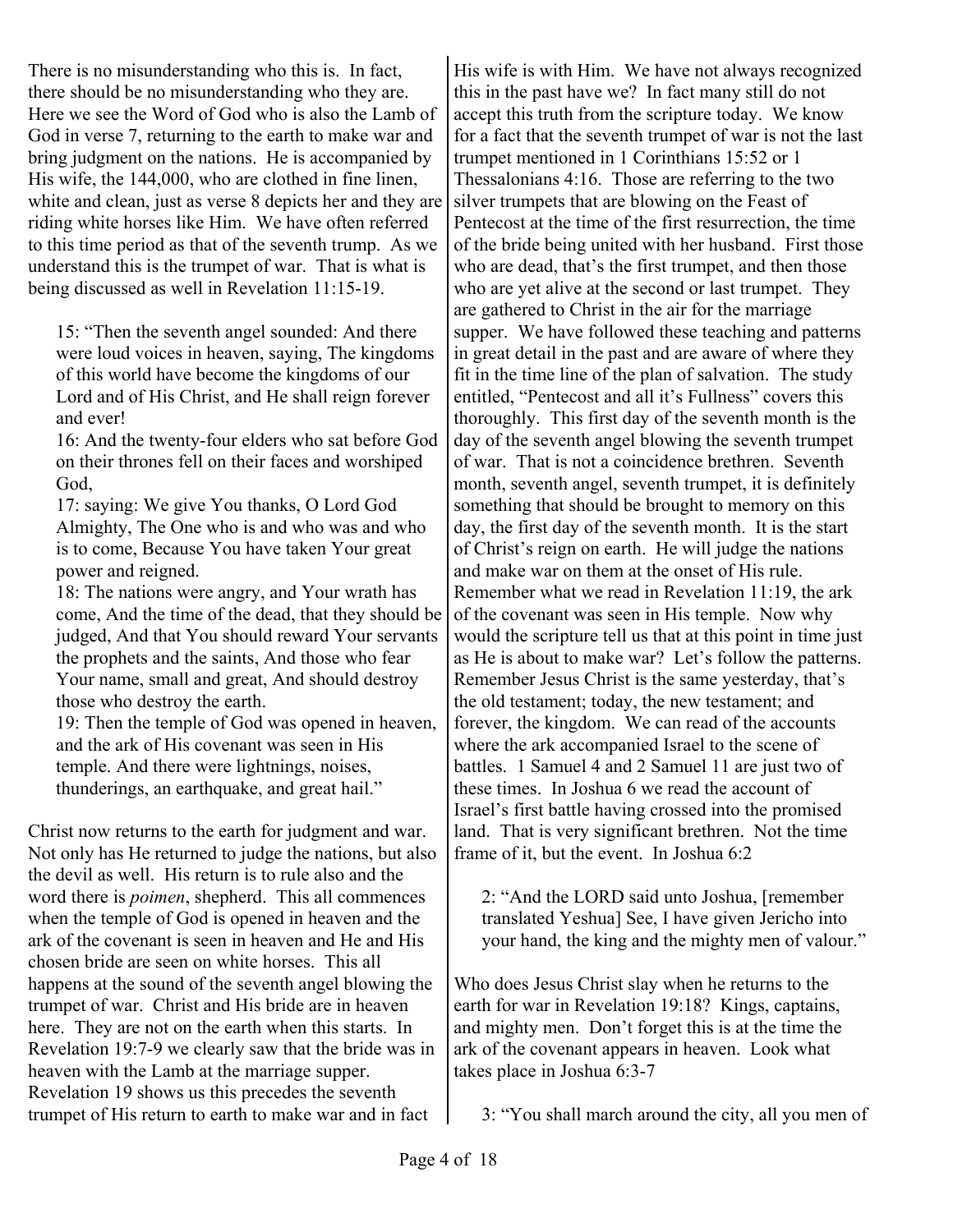There is no misunderstanding who this is. In fact, there should be no misunderstanding who they are. Here we see the Word of God who is also the Lamb of God in verse 7, returning to the earth to make war and bring judgment on the nations. He is accompanied by His wife, the 144,000, who are clothed in fine linen, white and clean, just as verse 8 depicts her and they are riding white horses like Him. We have often referred to this time period as that of the seventh trump. As we understand this is the trumpet of war. That is what is being discussed as well in Revelation 11:15-19.

> 15: "Then the seventh angel sounded: And there were loud voices in heaven, saying, The kingdoms of this world have become the kingdoms of our Lord and of His Christ, and He shall reign forever and ever!
> 16: And the twenty-four elders who sat before God on their thrones fell on their faces and worshiped God,
> 17: saying: We give You thanks, O Lord God Almighty, The One who is and who was and who is to come, Because You have taken Your great power and reigned.
> 18: The nations were angry, and Your wrath has come, And the time of the dead, that they should be judged, And that You should reward Your servants the prophets and the saints, And those who fear Your name, small and great, And should destroy those who destroy the earth.
> 19: Then the temple of God was opened in heaven, and the ark of His covenant was seen in His temple. And there were lightnings, noises, thunderings, an earthquake, and great hail."

Christ now returns to the earth for judgment and war. Not only has He returned to judge the nations, but also the devil as well. His return is to rule also and the word there is *poimen*, shepherd. This all commences when the temple of God is opened in heaven and the ark of the covenant is seen in heaven and He and His chosen bride are seen on white horses. This all happens at the sound of the seventh angel blowing the trumpet of war. Christ and His bride are in heaven here. They are not on the earth when this starts. In Revelation 19:7-9 we clearly saw that the bride was in heaven with the Lamb at the marriage supper. Revelation 19 shows us this precedes the seventh trumpet of His return to earth to make war and in fact His wife is with Him. We have not always recognized this in the past have we? In fact many still do not accept this truth from the scripture today. We know for a fact that the seventh trumpet of war is not the last trumpet mentioned in 1 Corinthians 15:52 or 1 Thessalonians 4:16. Those are referring to the two silver trumpets that are blowing on the Feast of Pentecost at the time of the first resurrection, the time of the bride being united with her husband. First those who are dead, that's the first trumpet, and then those who are yet alive at the second or last trumpet. They are gathered to Christ in the air for the marriage supper. We have followed these teaching and patterns in great detail in the past and are aware of where they fit in the time line of the plan of salvation. The study entitled, "Pentecost and all it's Fullness" covers this thoroughly. This first day of the seventh month is the day of the seventh angel blowing the seventh trumpet of war. That is not a coincidence brethren. Seventh month, seventh angel, seventh trumpet, it is definitely something that should be brought to memory on this day, the first day of the seventh month. It is the start of Christ's reign on earth. He will judge the nations and make war on them at the onset of His rule. Remember what we read in Revelation 11:19, the ark of the covenant was seen in His temple. Now why would the scripture tell us that at this point in time just as He is about to make war? Let's follow the patterns. Remember Jesus Christ is the same yesterday, that's the old testament; today, the new testament; and forever, the kingdom. We can read of the accounts where the ark accompanied Israel to the scene of battles. 1 Samuel 4 and 2 Samuel 11 are just two of these times. In Joshua 6 we read the account of Israel's first battle having crossed into the promised land. That is very significant brethren. Not the time frame of it, but the event. In Joshua 6:2

> 2: "And the LORD said unto Joshua, [remember translated Yeshua] See, I have given Jericho into your hand, the king and the mighty men of valour."

Who does Jesus Christ slay when he returns to the earth for war in Revelation 19:18? Kings, captains, and mighty men. Don't forget this is at the time the ark of the covenant appears in heaven. Look what takes place in Joshua 6:3-7

> 3: "You shall march around the city, all you men of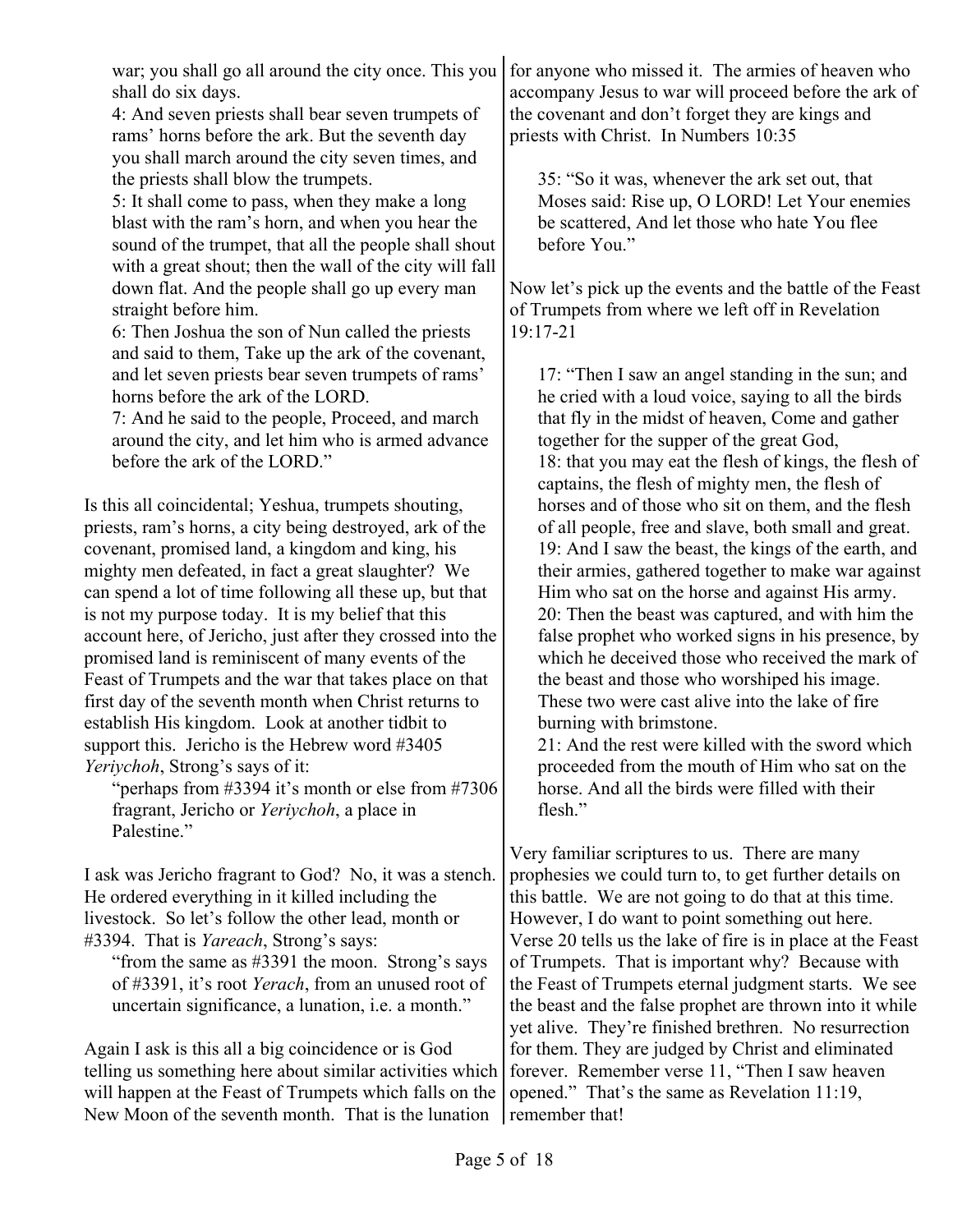> war; you shall go all around the city once. This you shall do six days.
> 4: And seven priests shall bear seven trumpets of rams' horns before the ark. But the seventh day you shall march around the city seven times, and the priests shall blow the trumpets.
> 5: It shall come to pass, when they make a long blast with the ram's horn, and when you hear the sound of the trumpet, that all the people shall shout with a great shout; then the wall of the city will fall down flat. And the people shall go up every man straight before him.
> 6: Then Joshua the son of Nun called the priests and said to them, Take up the ark of the covenant, and let seven priests bear seven trumpets of rams' horns before the ark of the LORD.
> 7: And he said to the people, Proceed, and march around the city, and let him who is armed advance before the ark of the LORD."

Is this all coincidental; Yeshua, trumpets shouting, priests, ram's horns, a city being destroyed, ark of the covenant, promised land, a kingdom and king, his mighty men defeated, in fact a great slaughter? We can spend a lot of time following all these up, but that is not my purpose today. It is my belief that this account here, of Jericho, just after they crossed into the promised land is reminiscent of many events of the Feast of Trumpets and the war that takes place on that first day of the seventh month when Christ returns to establish His kingdom. Look at another tidbit to support this. Jericho is the Hebrew word #3405 *Yeriychoh*, Strong's says of it:

> "perhaps from #3394 it's month or else from #7306 fragrant, Jericho or *Yeriychoh*, a place in Palestine."

I ask was Jericho fragrant to God? No, it was a stench. He ordered everything in it killed including the livestock. So let's follow the other lead, month or #3394. That is *Yareach*, Strong's says:

> "from the same as #3391 the moon. Strong's says of #3391, it's root *Yerach*, from an unused root of uncertain significance, a lunation, i.e. a month."

Again I ask is this all a big coincidence or is God telling us something here about similar activities which will happen at the Feast of Trumpets which falls on the New Moon of the seventh month. That is the lunation for anyone who missed it. The armies of heaven who accompany Jesus to war will proceed before the ark of the covenant and don't forget they are kings and priests with Christ. In Numbers 10:35

> 35: "So it was, whenever the ark set out, that Moses said: Rise up, O LORD! Let Your enemies be scattered, And let those who hate You flee before You."

Now let's pick up the events and the battle of the Feast of Trumpets from where we left off in Revelation 19:17-21

> 17: "Then I saw an angel standing in the sun; and he cried with a loud voice, saying to all the birds that fly in the midst of heaven, Come and gather together for the supper of the great God,
> 18: that you may eat the flesh of kings, the flesh of captains, the flesh of mighty men, the flesh of horses and of those who sit on them, and the flesh of all people, free and slave, both small and great.
> 19: And I saw the beast, the kings of the earth, and their armies, gathered together to make war against Him who sat on the horse and against His army.
> 20: Then the beast was captured, and with him the false prophet who worked signs in his presence, by which he deceived those who received the mark of the beast and those who worshiped his image. These two were cast alive into the lake of fire burning with brimstone.
> 21: And the rest were killed with the sword which proceeded from the mouth of Him who sat on the horse. And all the birds were filled with their flesh."

Very familiar scriptures to us. There are many prophesies we could turn to, to get further details on this battle. We are not going to do that at this time. However, I do want to point something out here. Verse 20 tells us the lake of fire is in place at the Feast of Trumpets. That is important why? Because with the Feast of Trumpets eternal judgment starts. We see the beast and the false prophet are thrown into it while yet alive. They're finished brethren. No resurrection for them. They are judged by Christ and eliminated forever. Remember verse 11, "Then I saw heaven opened." That's the same as Revelation 11:19, remember that!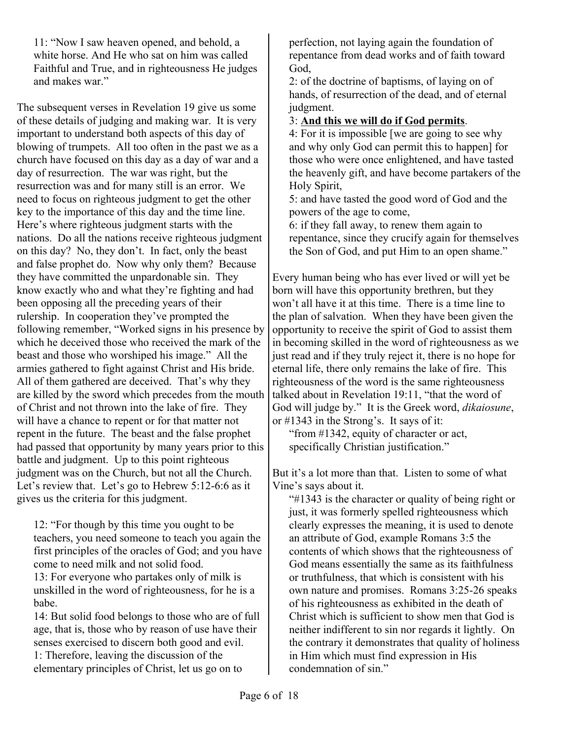> 11: "Now I saw heaven opened, and behold, a white horse. And He who sat on him was called Faithful and True, and in righteousness He judges and makes war."

The subsequent verses in Revelation 19 give us some of these details of judging and making war. It is very important to understand both aspects of this day of blowing of trumpets. All too often in the past we as a church have focused on this day as a day of war and a day of resurrection. The war was right, but the resurrection was and for many still is an error. We need to focus on righteous judgment to get the other key to the importance of this day and the time line. Here's where righteous judgment starts with the nations. Do all the nations receive righteous judgment on this day? No, they don't. In fact, only the beast and false prophet do. Now why only them? Because they have committed the unpardonable sin. They know exactly who and what they're fighting and had been opposing all the preceding years of their rulership. In cooperation they've prompted the following remember, "Worked signs in his presence by which he deceived those who received the mark of the beast and those who worshiped his image." All the armies gathered to fight against Christ and His bride. All of them gathered are deceived. That's why they are killed by the sword which precedes from the mouth of Christ and not thrown into the lake of fire. They will have a chance to repent or for that matter not repent in the future. The beast and the false prophet had passed that opportunity by many years prior to this battle and judgment. Up to this point righteous judgment was on the Church, but not all the Church. Let's review that. Let's go to Hebrew 5:12-6:6 as it gives us the criteria for this judgment.

> 12: "For though by this time you ought to be teachers, you need someone to teach you again the first principles of the oracles of God; and you have come to need milk and not solid food.
> 13: For everyone who partakes only of milk is unskilled in the word of righteousness, for he is a babe.
> 14: But solid food belongs to those who are of full age, that is, those who by reason of use have their senses exercised to discern both good and evil.
> 1: Therefore, leaving the discussion of the elementary principles of Christ, let us go on to perfection, not laying again the foundation of repentance from dead works and of faith toward God,
> 2: of the doctrine of baptisms, of laying on of hands, of resurrection of the dead, and of eternal judgment.
> 3: **<u>And this we will do if God permits</u>**.
> 4: For it is impossible [we are going to see why and why only God can permit this to happen] for those who were once enlightened, and have tasted the heavenly gift, and have become partakers of the Holy Spirit,
> 5: and have tasted the good word of God and the powers of the age to come,
> 6: if they fall away, to renew them again to repentance, since they crucify again for themselves the Son of God, and put Him to an open shame."

Every human being who has ever lived or will yet be born will have this opportunity brethren, but they won't all have it at this time. There is a time line to the plan of salvation. When they have been given the opportunity to receive the spirit of God to assist them in becoming skilled in the word of righteousness as we just read and if they truly reject it, there is no hope for eternal life, there only remains the lake of fire. This righteousness of the word is the same righteousness talked about in Revelation 19:11, "that the word of God will judge by." It is the Greek word, *dikaiosune*, or #1343 in the Strong's. It says of it:

> "from #1342, equity of character or act, specifically Christian justification."

But it's a lot more than that. Listen to some of what Vine's says about it.

> "#1343 is the character or quality of being right or just, it was formerly spelled righteousness which clearly expresses the meaning, it is used to denote an attribute of God, example Romans 3:5 the contents of which shows that the righteousness of God means essentially the same as its faithfulness or truthfulness, that which is consistent with his own nature and promises. Romans 3:25-26 speaks of his righteousness as exhibited in the death of Christ which is sufficient to show men that God is neither indifferent to sin nor regards it lightly. On the contrary it demonstrates that quality of holiness in Him which must find expression in His condemnation of sin."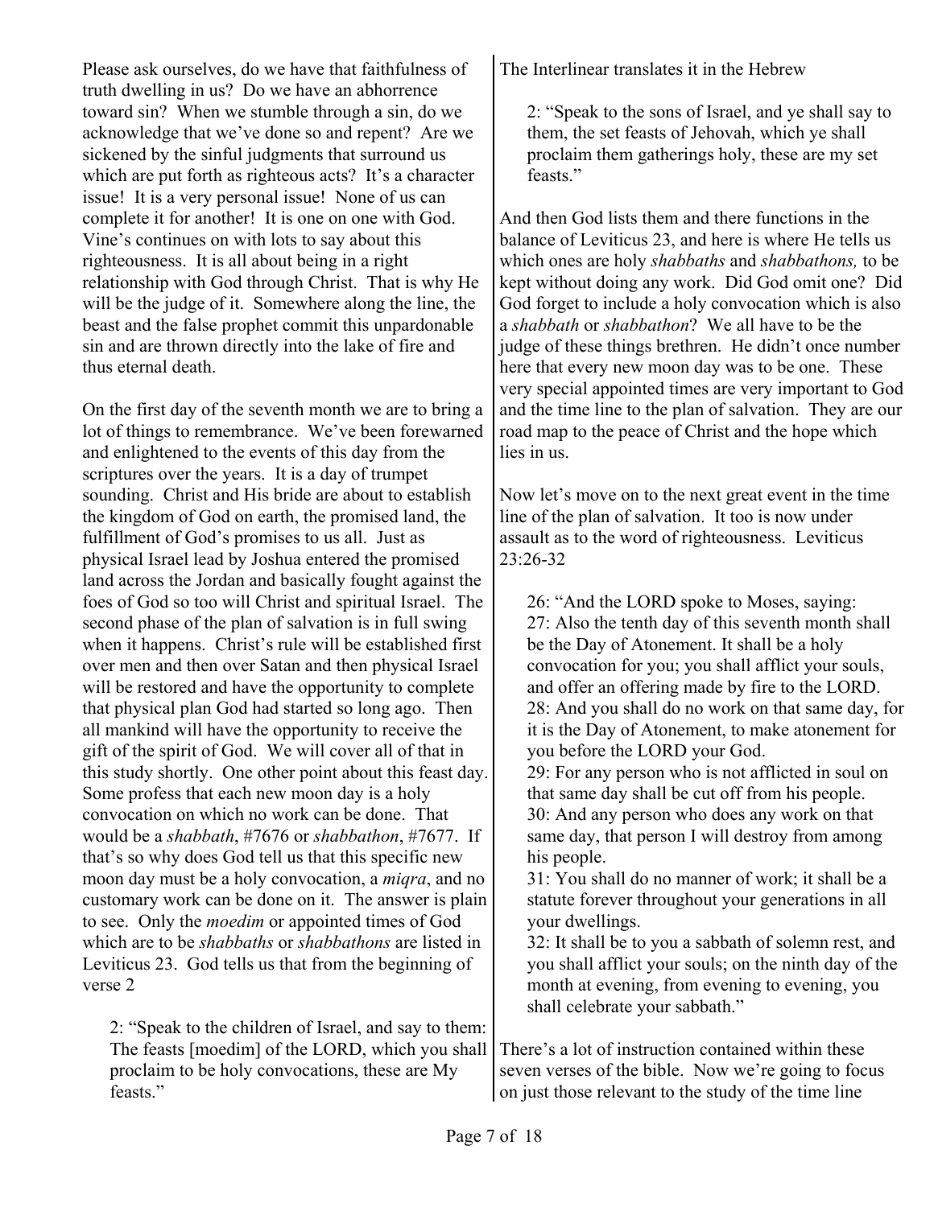Please ask ourselves, do we have that faithfulness of truth dwelling in us? Do we have an abhorrence toward sin? When we stumble through a sin, do we acknowledge that we've done so and repent? Are we sickened by the sinful judgments that surround us which are put forth as righteous acts? It's a character issue! It is a very personal issue! None of us can complete it for another! It is one on one with God. Vine's continues on with lots to say about this righteousness. It is all about being in a right relationship with God through Christ. That is why He will be the judge of it. Somewhere along the line, the beast and the false prophet commit this unpardonable sin and are thrown directly into the lake of fire and thus eternal death.

On the first day of the seventh month we are to bring a lot of things to remembrance. We've been forewarned and enlightened to the events of this day from the scriptures over the years. It is a day of trumpet sounding. Christ and His bride are about to establish the kingdom of God on earth, the promised land, the fulfillment of God's promises to us all. Just as physical Israel lead by Joshua entered the promised land across the Jordan and basically fought against the foes of God so too will Christ and spiritual Israel. The second phase of the plan of salvation is in full swing when it happens. Christ's rule will be established first over men and then over Satan and then physical Israel will be restored and have the opportunity to complete that physical plan God had started so long ago. Then all mankind will have the opportunity to receive the gift of the spirit of God. We will cover all of that in this study shortly. One other point about this feast day. Some profess that each new moon day is a holy convocation on which no work can be done. That would be a *shabbath*, #7676 or *shabbathon*, #7677. If that's so why does God tell us that this specific new moon day must be a holy convocation, a *miqra*, and no customary work can be done on it. The answer is plain to see. Only the *moedim* or appointed times of God which are to be *shabbaths* or *shabbathons* are listed in Leviticus 23. God tells us that from the beginning of verse 2

> 2: "Speak to the children of Israel, and say to them: The feasts [moedim] of the LORD, which you shall proclaim to be holy convocations, these are My feasts."

The Interlinear translates it in the Hebrew

> 2: "Speak to the sons of Israel, and ye shall say to them, the set feasts of Jehovah, which ye shall proclaim them gatherings holy, these are my set feasts."

And then God lists them and there functions in the balance of Leviticus 23, and here is where He tells us which ones are holy *shabbaths* and *shabbathons,* to be kept without doing any work. Did God omit one? Did God forget to include a holy convocation which is also a *shabbath* or *shabbathon*? We all have to be the judge of these things brethren. He didn't once number here that every new moon day was to be one. These very special appointed times are very important to God and the time line to the plan of salvation. They are our road map to the peace of Christ and the hope which lies in us.

Now let's move on to the next great event in the time line of the plan of salvation. It too is now under assault as to the word of righteousness. Leviticus 23:26-32

> 26: "And the LORD spoke to Moses, saying:
> 27: Also the tenth day of this seventh month shall be the Day of Atonement. It shall be a holy convocation for you; you shall afflict your souls, and offer an offering made by fire to the LORD.
> 28: And you shall do no work on that same day, for it is the Day of Atonement, to make atonement for you before the LORD your God.
> 29: For any person who is not afflicted in soul on that same day shall be cut off from his people.
> 30: And any person who does any work on that same day, that person I will destroy from among his people.
> 31: You shall do no manner of work; it shall be a statute forever throughout your generations in all your dwellings.
> 32: It shall be to you a sabbath of solemn rest, and you shall afflict your souls; on the ninth day of the month at evening, from evening to evening, you shall celebrate your sabbath."

There's a lot of instruction contained within these seven verses of the bible. Now we're going to focus on just those relevant to the study of the time line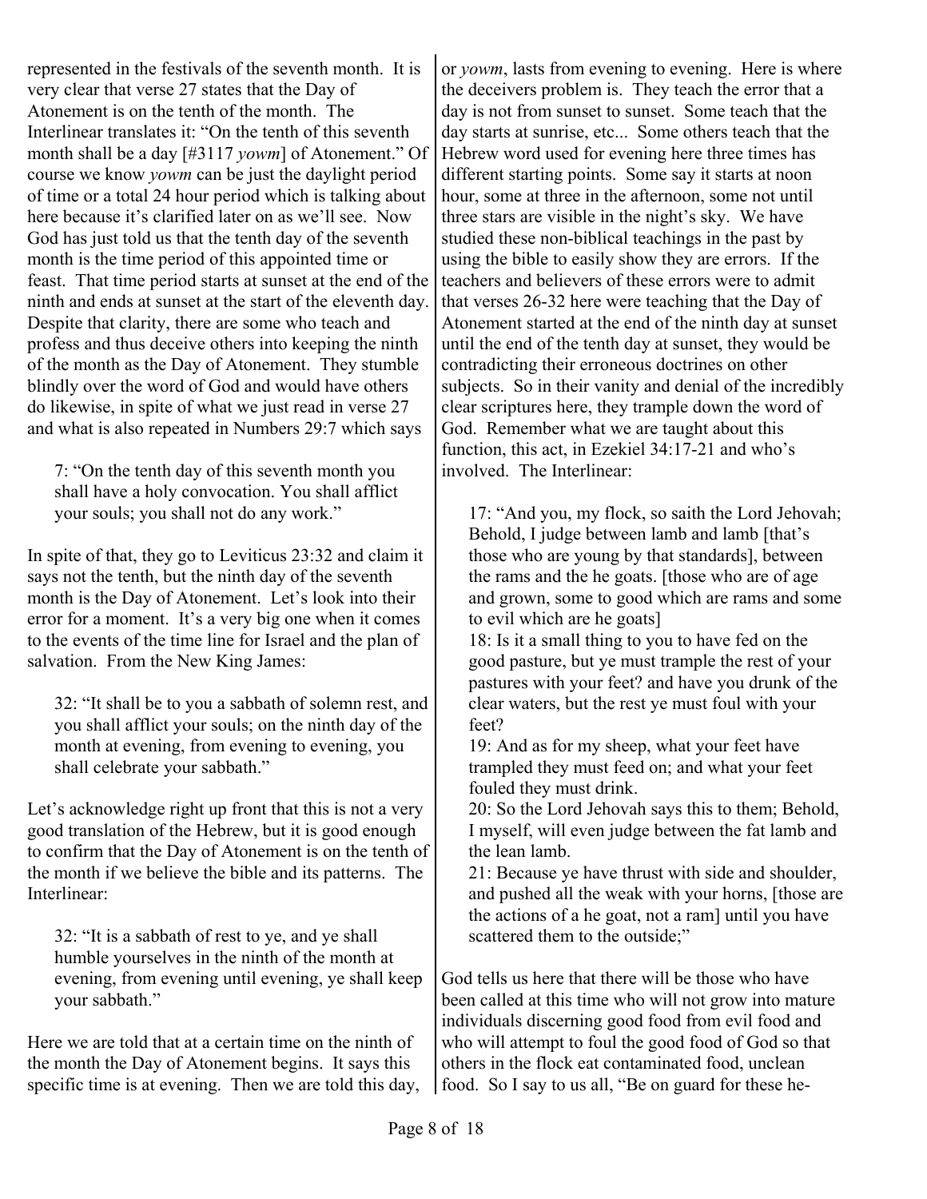represented in the festivals of the seventh month. It is very clear that verse 27 states that the Day of Atonement is on the tenth of the month. The Interlinear translates it: "On the tenth of this seventh month shall be a day [#3117 *yowm*] of Atonement." Of course we know *yowm* can be just the daylight period of time or a total 24 hour period which is talking about here because it's clarified later on as we'll see. Now God has just told us that the tenth day of the seventh month is the time period of this appointed time or feast. That time period starts at sunset at the end of the ninth and ends at sunset at the start of the eleventh day. Despite that clarity, there are some who teach and profess and thus deceive others into keeping the ninth of the month as the Day of Atonement. They stumble blindly over the word of God and would have others do likewise, in spite of what we just read in verse 27 and what is also repeated in Numbers 29:7 which says

> 7: "On the tenth day of this seventh month you shall have a holy convocation. You shall afflict your souls; you shall not do any work."

In spite of that, they go to Leviticus 23:32 and claim it says not the tenth, but the ninth day of the seventh month is the Day of Atonement. Let's look into their error for a moment. It's a very big one when it comes to the events of the time line for Israel and the plan of salvation. From the New King James:

> 32: "It shall be to you a sabbath of solemn rest, and you shall afflict your souls; on the ninth day of the month at evening, from evening to evening, you shall celebrate your sabbath."

Let's acknowledge right up front that this is not a very good translation of the Hebrew, but it is good enough to confirm that the Day of Atonement is on the tenth of the month if we believe the bible and its patterns. The Interlinear:

> 32: "It is a sabbath of rest to ye, and ye shall humble yourselves in the ninth of the month at evening, from evening until evening, ye shall keep your sabbath."

Here we are told that at a certain time on the ninth of the month the Day of Atonement begins. It says this specific time is at evening. Then we are told this day, or *yowm*, lasts from evening to evening. Here is where the deceivers problem is. They teach the error that a day is not from sunset to sunset. Some teach that the day starts at sunrise, etc... Some others teach that the Hebrew word used for evening here three times has different starting points. Some say it starts at noon hour, some at three in the afternoon, some not until three stars are visible in the night's sky. We have studied these non-biblical teachings in the past by using the bible to easily show they are errors. If the teachers and believers of these errors were to admit that verses 26-32 here were teaching that the Day of Atonement started at the end of the ninth day at sunset until the end of the tenth day at sunset, they would be contradicting their erroneous doctrines on other subjects. So in their vanity and denial of the incredibly clear scriptures here, they trample down the word of God. Remember what we are taught about this function, this act, in Ezekiel 34:17-21 and who's involved. The Interlinear:

> 17: "And you, my flock, so saith the Lord Jehovah; Behold, I judge between lamb and lamb [that's those who are young by that standards], between the rams and the he goats. [those who are of age and grown, some to good which are rams and some to evil which are he goats]
> 18: Is it a small thing to you to have fed on the good pasture, but ye must trample the rest of your pastures with your feet? and have you drunk of the clear waters, but the rest ye must foul with your feet?
> 19: And as for my sheep, what your feet have trampled they must feed on; and what your feet fouled they must drink.
> 20: So the Lord Jehovah says this to them; Behold, I myself, will even judge between the fat lamb and the lean lamb.
> 21: Because ye have thrust with side and shoulder, and pushed all the weak with your horns, [those are the actions of a he goat, not a ram] until you have scattered them to the outside;"

God tells us here that there will be those who have been called at this time who will not grow into mature individuals discerning good food from evil food and who will attempt to foul the good food of God so that others in the flock eat contaminated food, unclean food. So I say to us all, "Be on guard for these he-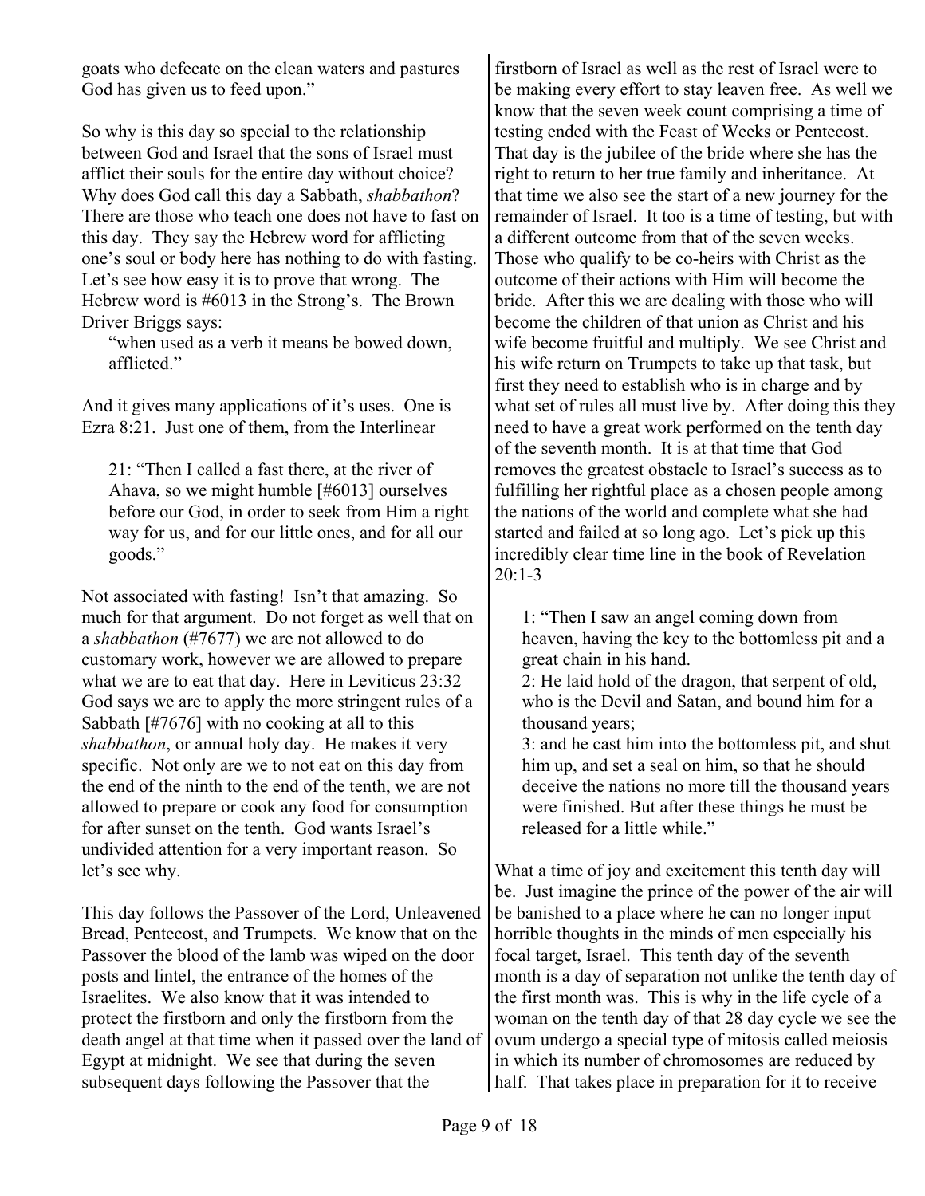goats who defecate on the clean waters and pastures God has given us to feed upon."

So why is this day so special to the relationship between God and Israel that the sons of Israel must afflict their souls for the entire day without choice? Why does God call this day a Sabbath, *shabbathon*? There are those who teach one does not have to fast on this day. They say the Hebrew word for afflicting one's soul or body here has nothing to do with fasting. Let's see how easy it is to prove that wrong. The Hebrew word is #6013 in the Strong's. The Brown Driver Briggs says:

> "when used as a verb it means be bowed down, afflicted."

And it gives many applications of it's uses. One is Ezra 8:21. Just one of them, from the Interlinear

> 21: "Then I called a fast there, at the river of Ahava, so we might humble [#6013] ourselves before our God, in order to seek from Him a right way for us, and for our little ones, and for all our goods."

Not associated with fasting! Isn't that amazing. So much for that argument. Do not forget as well that on a *shabbathon* (#7677) we are not allowed to do customary work, however we are allowed to prepare what we are to eat that day. Here in Leviticus 23:32 God says we are to apply the more stringent rules of a Sabbath [#7676] with no cooking at all to this *shabbathon*, or annual holy day. He makes it very specific. Not only are we to not eat on this day from the end of the ninth to the end of the tenth, we are not allowed to prepare or cook any food for consumption for after sunset on the tenth. God wants Israel's undivided attention for a very important reason. So let's see why.

This day follows the Passover of the Lord, Unleavened Bread, Pentecost, and Trumpets. We know that on the Passover the blood of the lamb was wiped on the door posts and lintel, the entrance of the homes of the Israelites. We also know that it was intended to protect the firstborn and only the firstborn from the death angel at that time when it passed over the land of Egypt at midnight. We see that during the seven subsequent days following the Passover that the firstborn of Israel as well as the rest of Israel were to be making every effort to stay leaven free. As well we know that the seven week count comprising a time of testing ended with the Feast of Weeks or Pentecost. That day is the jubilee of the bride where she has the right to return to her true family and inheritance. At that time we also see the start of a new journey for the remainder of Israel. It too is a time of testing, but with a different outcome from that of the seven weeks. Those who qualify to be co-heirs with Christ as the outcome of their actions with Him will become the bride. After this we are dealing with those who will become the children of that union as Christ and his wife become fruitful and multiply. We see Christ and his wife return on Trumpets to take up that task, but first they need to establish who is in charge and by what set of rules all must live by. After doing this they need to have a great work performed on the tenth day of the seventh month. It is at that time that God removes the greatest obstacle to Israel's success as to fulfilling her rightful place as a chosen people among the nations of the world and complete what she had started and failed at so long ago. Let's pick up this incredibly clear time line in the book of Revelation 20:1-3

> 1: "Then I saw an angel coming down from heaven, having the key to the bottomless pit and a great chain in his hand.
> 2: He laid hold of the dragon, that serpent of old, who is the Devil and Satan, and bound him for a thousand years;
> 3: and he cast him into the bottomless pit, and shut him up, and set a seal on him, so that he should deceive the nations no more till the thousand years were finished. But after these things he must be released for a little while."

What a time of joy and excitement this tenth day will be. Just imagine the prince of the power of the air will be banished to a place where he can no longer input horrible thoughts in the minds of men especially his focal target, Israel. This tenth day of the seventh month is a day of separation not unlike the tenth day of the first month was. This is why in the life cycle of a woman on the tenth day of that 28 day cycle we see the ovum undergo a special type of mitosis called meiosis in which its number of chromosomes are reduced by half. That takes place in preparation for it to receive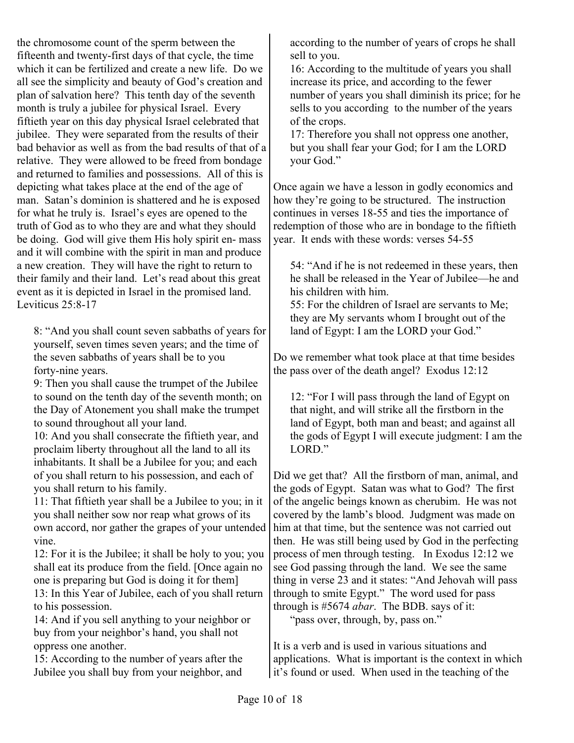the chromosome count of the sperm between the fifteenth and twenty-first days of that cycle, the time which it can be fertilized and create a new life. Do we all see the simplicity and beauty of God's creation and plan of salvation here? This tenth day of the seventh month is truly a jubilee for physical Israel. Every fiftieth year on this day physical Israel celebrated that jubilee. They were separated from the results of their bad behavior as well as from the bad results of that of a relative. They were allowed to be freed from bondage and returned to families and possessions. All of this is depicting what takes place at the end of the age of man. Satan's dominion is shattered and he is exposed for what he truly is. Israel's eyes are opened to the truth of God as to who they are and what they should be doing. God will give them His holy spirit en- mass and it will combine with the spirit in man and produce a new creation. They will have the right to return to their family and their land. Let's read about this great event as it is depicted in Israel in the promised land. Leviticus 25:8-17

> 8: "And you shall count seven sabbaths of years for yourself, seven times seven years; and the time of the seven sabbaths of years shall be to you forty-nine years.
> 9: Then you shall cause the trumpet of the Jubilee to sound on the tenth day of the seventh month; on the Day of Atonement you shall make the trumpet to sound throughout all your land.
> 10: And you shall consecrate the fiftieth year, and proclaim liberty throughout all the land to all its inhabitants. It shall be a Jubilee for you; and each of you shall return to his possession, and each of you shall return to his family.
> 11: That fiftieth year shall be a Jubilee to you; in it you shall neither sow nor reap what grows of its own accord, nor gather the grapes of your untended vine.
> 12: For it is the Jubilee; it shall be holy to you; you shall eat its produce from the field. [Once again no one is preparing but God is doing it for them]
> 13: In this Year of Jubilee, each of you shall return to his possession.
> 14: And if you sell anything to your neighbor or buy from your neighbor's hand, you shall not oppress one another.
> 15: According to the number of years after the Jubilee you shall buy from your neighbor, and according to the number of years of crops he shall sell to you.
> 16: According to the multitude of years you shall increase its price, and according to the fewer number of years you shall diminish its price; for he sells to you according to the number of the years of the crops.
> 17: Therefore you shall not oppress one another, but you shall fear your God; for I am the LORD your God."

Once again we have a lesson in godly economics and how they're going to be structured. The instruction continues in verses 18-55 and ties the importance of redemption of those who are in bondage to the fiftieth year. It ends with these words: verses 54-55

> 54: "And if he is not redeemed in these years, then he shall be released in the Year of Jubilee—he and his children with him.
> 55: For the children of Israel are servants to Me; they are My servants whom I brought out of the land of Egypt: I am the LORD your God."

Do we remember what took place at that time besides the pass over of the death angel? Exodus 12:12

> 12: "For I will pass through the land of Egypt on that night, and will strike all the firstborn in the land of Egypt, both man and beast; and against all the gods of Egypt I will execute judgment: I am the LORD."

Did we get that? All the firstborn of man, animal, and the gods of Egypt. Satan was what to God? The first of the angelic beings known as cherubim. He was not covered by the lamb's blood. Judgment was made on him at that time, but the sentence was not carried out then. He was still being used by God in the perfecting process of men through testing. In Exodus 12:12 we see God passing through the land. We see the same thing in verse 23 and it states: "And Jehovah will pass through to smite Egypt." The word used for pass through is #5674 *abar*. The BDB. says of it:

> "pass over, through, by, pass on."

It is a verb and is used in various situations and applications. What is important is the context in which it's found or used. When used in the teaching of the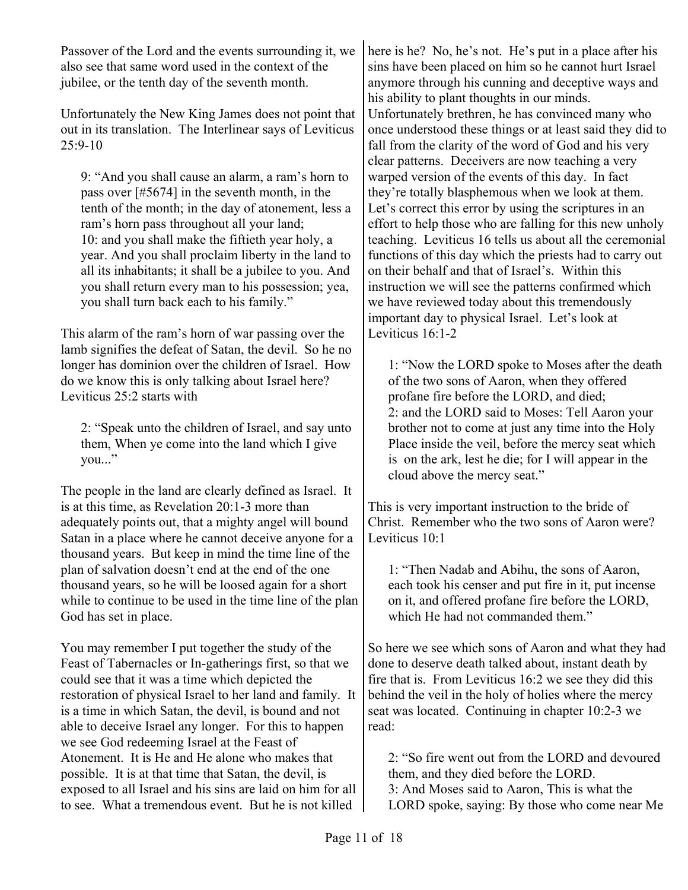Passover of the Lord and the events surrounding it, we also see that same word used in the context of the jubilee, or the tenth day of the seventh month.

Unfortunately the New King James does not point that out in its translation. The Interlinear says of Leviticus 25:9-10

> 9: "And you shall cause an alarm, a ram's horn to pass over [#5674] in the seventh month, in the tenth of the month; in the day of atonement, less a ram's horn pass throughout all your land;
> 10: and you shall make the fiftieth year holy, a year. And you shall proclaim liberty in the land to all its inhabitants; it shall be a jubilee to you. And you shall return every man to his possession; yea, you shall turn back each to his family."

This alarm of the ram's horn of war passing over the lamb signifies the defeat of Satan, the devil. So he no longer has dominion over the children of Israel. How do we know this is only talking about Israel here? Leviticus 25:2 starts with

> 2: "Speak unto the children of Israel, and say unto them, When ye come into the land which I give you..."

The people in the land are clearly defined as Israel. It is at this time, as Revelation 20:1-3 more than adequately points out, that a mighty angel will bound Satan in a place where he cannot deceive anyone for a thousand years. But keep in mind the time line of the plan of salvation doesn't end at the end of the one thousand years, so he will be loosed again for a short while to continue to be used in the time line of the plan God has set in place.

You may remember I put together the study of the Feast of Tabernacles or In-gatherings first, so that we could see that it was a time which depicted the restoration of physical Israel to her land and family. It is a time in which Satan, the devil, is bound and not able to deceive Israel any longer. For this to happen we see God redeeming Israel at the Feast of Atonement. It is He and He alone who makes that possible. It is at that time that Satan, the devil, is exposed to all Israel and his sins are laid on him for all to see. What a tremendous event. But he is not killed here is he? No, he's not. He's put in a place after his sins have been placed on him so he cannot hurt Israel anymore through his cunning and deceptive ways and his ability to plant thoughts in our minds. Unfortunately brethren, he has convinced many who once understood these things or at least said they did to fall from the clarity of the word of God and his very clear patterns. Deceivers are now teaching a very warped version of the events of this day. In fact they're totally blasphemous when we look at them. Let's correct this error by using the scriptures in an effort to help those who are falling for this new unholy teaching. Leviticus 16 tells us about all the ceremonial functions of this day which the priests had to carry out on their behalf and that of Israel's. Within this instruction we will see the patterns confirmed which we have reviewed today about this tremendously important day to physical Israel. Let's look at Leviticus 16:1-2

> 1: "Now the LORD spoke to Moses after the death of the two sons of Aaron, when they offered profane fire before the LORD, and died;
> 2: and the LORD said to Moses: Tell Aaron your brother not to come at just any time into the Holy Place inside the veil, before the mercy seat which is on the ark, lest he die; for I will appear in the cloud above the mercy seat."

This is very important instruction to the bride of Christ. Remember who the two sons of Aaron were? Leviticus 10:1

> 1: "Then Nadab and Abihu, the sons of Aaron, each took his censer and put fire in it, put incense on it, and offered profane fire before the LORD, which He had not commanded them."

So here we see which sons of Aaron and what they had done to deserve death talked about, instant death by fire that is. From Leviticus 16:2 we see they did this behind the veil in the holy of holies where the mercy seat was located. Continuing in chapter 10:2-3 we read:

> 2: "So fire went out from the LORD and devoured them, and they died before the LORD.
> 3: And Moses said to Aaron, This is what the LORD spoke, saying: By those who come near Me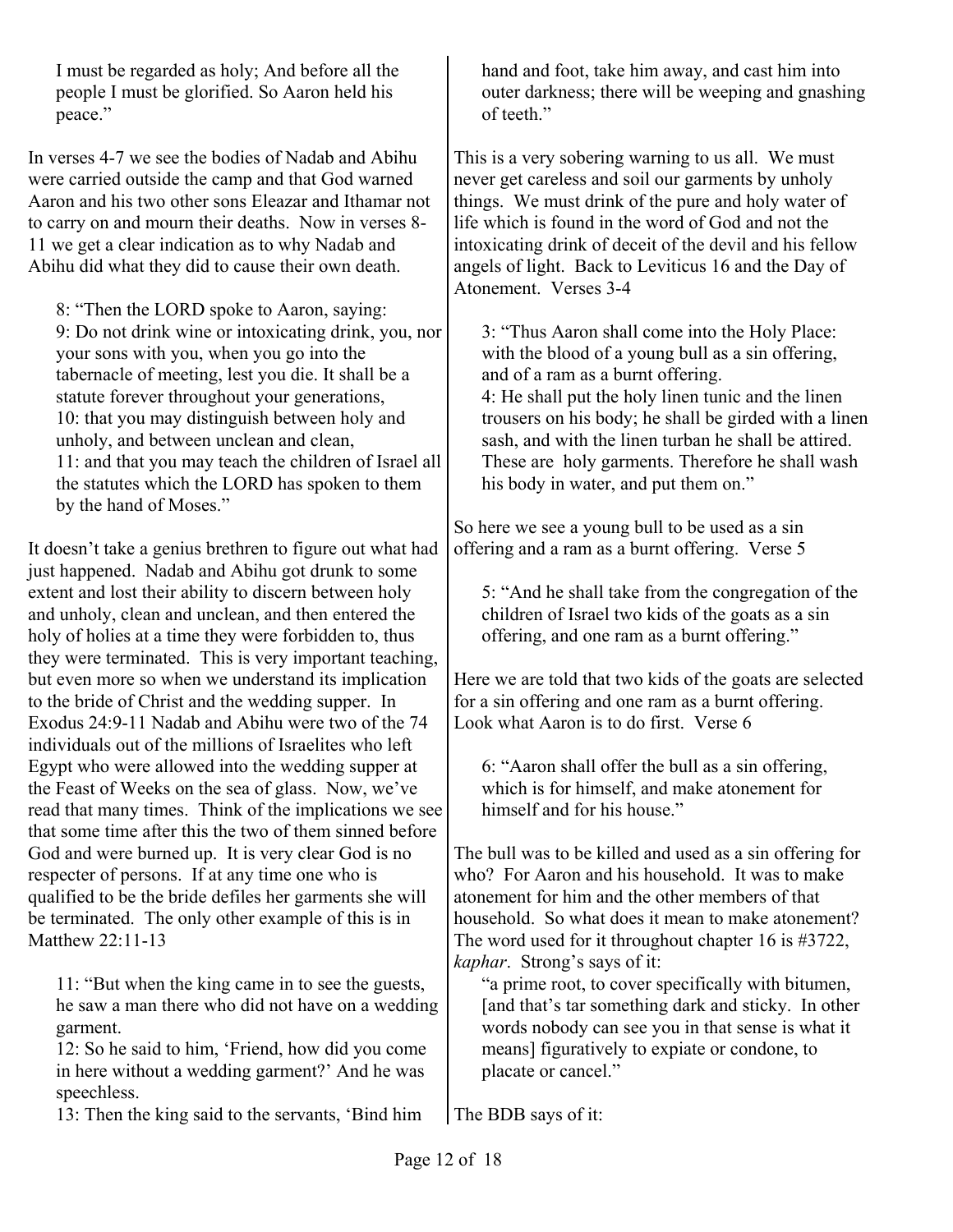> I must be regarded as holy; And before all the people I must be glorified. So Aaron held his peace."

In verses 4-7 we see the bodies of Nadab and Abihu were carried outside the camp and that God warned Aaron and his two other sons Eleazar and Ithamar not to carry on and mourn their deaths. Now in verses 8-11 we get a clear indication as to why Nadab and Abihu did what they did to cause their own death.

> 8: "Then the LORD spoke to Aaron, saying:
> 9: Do not drink wine or intoxicating drink, you, nor your sons with you, when you go into the tabernacle of meeting, lest you die. It shall be a statute forever throughout your generations,
> 10: that you may distinguish between holy and unholy, and between unclean and clean,
> 11: and that you may teach the children of Israel all the statutes which the LORD has spoken to them by the hand of Moses."

It doesn't take a genius brethren to figure out what had just happened. Nadab and Abihu got drunk to some extent and lost their ability to discern between holy and unholy, clean and unclean, and then entered the holy of holies at a time they were forbidden to, thus they were terminated. This is very important teaching, but even more so when we understand its implication to the bride of Christ and the wedding supper. In Exodus 24:9-11 Nadab and Abihu were two of the 74 individuals out of the millions of Israelites who left Egypt who were allowed into the wedding supper at the Feast of Weeks on the sea of glass. Now, we've read that many times. Think of the implications we see that some time after this the two of them sinned before God and were burned up. It is very clear God is no respecter of persons. If at any time one who is qualified to be the bride defiles her garments she will be terminated. The only other example of this is in Matthew 22:11-13

> 11: "But when the king came in to see the guests, he saw a man there who did not have on a wedding garment.
> 12: So he said to him, 'Friend, how did you come in here without a wedding garment?' And he was speechless.
> 13: Then the king said to the servants, 'Bind him hand and foot, take him away, and cast him into outer darkness; there will be weeping and gnashing of teeth."

This is a very sobering warning to us all. We must never get careless and soil our garments by unholy things. We must drink of the pure and holy water of life which is found in the word of God and not the intoxicating drink of deceit of the devil and his fellow angels of light. Back to Leviticus 16 and the Day of Atonement. Verses 3-4

> 3: "Thus Aaron shall come into the Holy Place: with the blood of a young bull as a sin offering, and of a ram as a burnt offering.
> 4: He shall put the holy linen tunic and the linen trousers on his body; he shall be girded with a linen sash, and with the linen turban he shall be attired. These are holy garments. Therefore he shall wash his body in water, and put them on."

So here we see a young bull to be used as a sin offering and a ram as a burnt offering. Verse 5

> 5: "And he shall take from the congregation of the children of Israel two kids of the goats as a sin offering, and one ram as a burnt offering."

Here we are told that two kids of the goats are selected for a sin offering and one ram as a burnt offering. Look what Aaron is to do first. Verse 6

> 6: "Aaron shall offer the bull as a sin offering, which is for himself, and make atonement for himself and for his house."

The bull was to be killed and used as a sin offering for who? For Aaron and his household. It was to make atonement for him and the other members of that household. So what does it mean to make atonement? The word used for it throughout chapter 16 is #3722, *kaphar*. Strong's says of it:

> "a prime root, to cover specifically with bitumen, [and that's tar something dark and sticky. In other words nobody can see you in that sense is what it means] figuratively to expiate or condone, to placate or cancel."

The BDB says of it: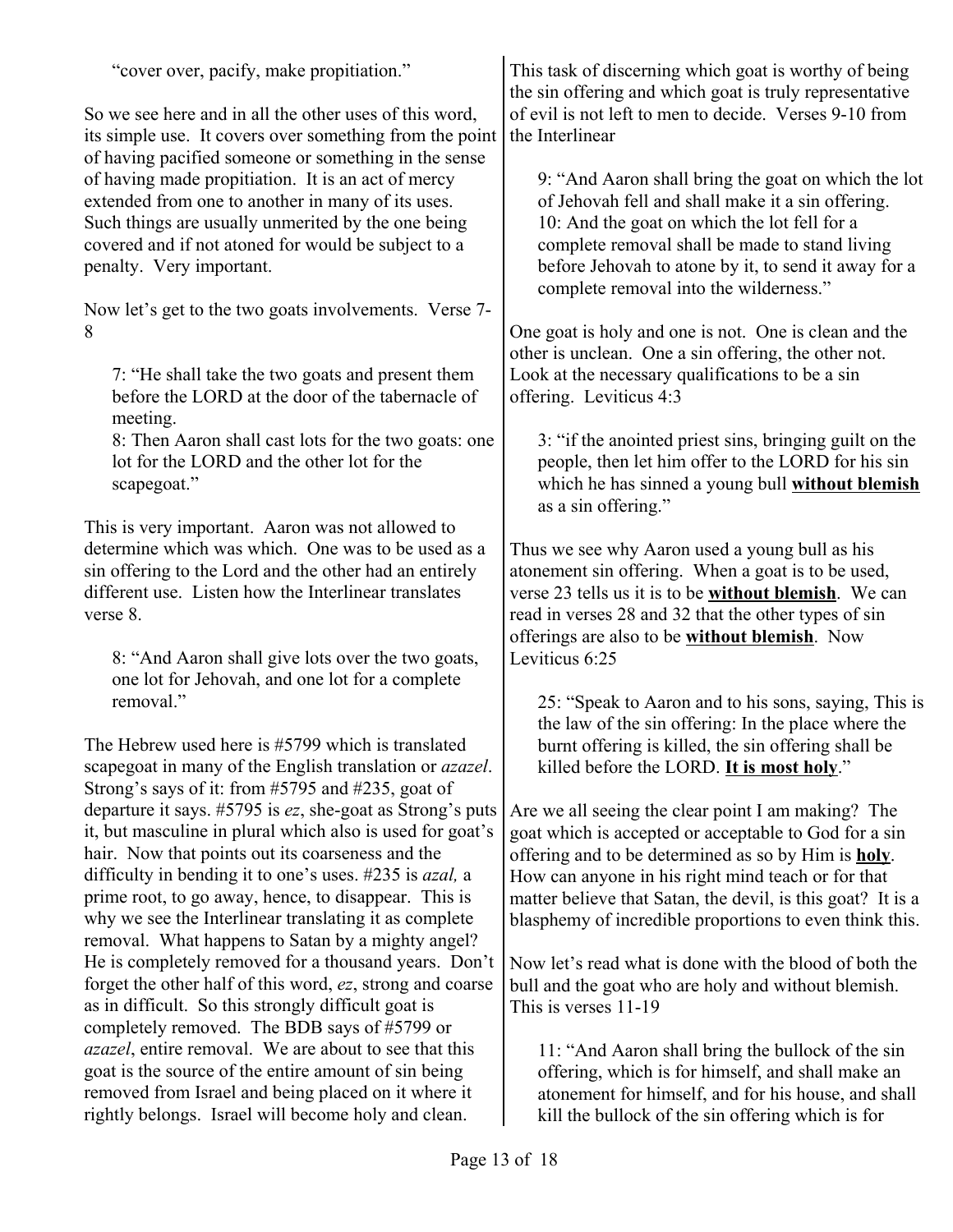"cover over, pacify, make propitiation."

So we see here and in all the other uses of this word, its simple use. It covers over something from the point of having pacified someone or something in the sense of having made propitiation. It is an act of mercy extended from one to another in many of its uses. Such things are usually unmerited by the one being covered and if not atoned for would be subject to a penalty. Very important.

Now let's get to the two goats involvements. Verse 7-8

> 7: "He shall take the two goats and present them before the LORD at the door of the tabernacle of meeting.
> 8: Then Aaron shall cast lots for the two goats: one lot for the LORD and the other lot for the scapegoat."

This is very important. Aaron was not allowed to determine which was which. One was to be used as a sin offering to the Lord and the other had an entirely different use. Listen how the Interlinear translates verse 8.

> 8: "And Aaron shall give lots over the two goats, one lot for Jehovah, and one lot for a complete removal."

The Hebrew used here is #5799 which is translated scapegoat in many of the English translation or *azazel*. Strong's says of it: from #5795 and #235, goat of departure it says. #5795 is *ez*, she-goat as Strong's puts it, but masculine in plural which also is used for goat's hair. Now that points out its coarseness and the difficulty in bending it to one's uses. #235 is *azal,* a prime root, to go away, hence, to disappear. This is why we see the Interlinear translating it as complete removal. What happens to Satan by a mighty angel? He is completely removed for a thousand years. Don't forget the other half of this word, *ez*, strong and coarse as in difficult. So this strongly difficult goat is completely removed. The BDB says of #5799 or *azazel*, entire removal. We are about to see that this goat is the source of the entire amount of sin being removed from Israel and being placed on it where it rightly belongs. Israel will become holy and clean.

This task of discerning which goat is worthy of being the sin offering and which goat is truly representative of evil is not left to men to decide. Verses 9-10 from the Interlinear

> 9: "And Aaron shall bring the goat on which the lot of Jehovah fell and shall make it a sin offering.
> 10: And the goat on which the lot fell for a complete removal shall be made to stand living before Jehovah to atone by it, to send it away for a complete removal into the wilderness."

One goat is holy and one is not. One is clean and the other is unclean. One a sin offering, the other not. Look at the necessary qualifications to be a sin offering. Leviticus 4:3

> 3: "if the anointed priest sins, bringing guilt on the people, then let him offer to the LORD for his sin which he has sinned a young bull **without blemish** as a sin offering."

Thus we see why Aaron used a young bull as his atonement sin offering. When a goat is to be used, verse 23 tells us it is to be **without blemish**. We can read in verses 28 and 32 that the other types of sin offerings are also to be **without blemish**. Now Leviticus 6:25

> 25: "Speak to Aaron and to his sons, saying, This is the law of the sin offering: In the place where the burnt offering is killed, the sin offering shall be killed before the LORD. **It is most holy**."

Are we all seeing the clear point I am making? The goat which is accepted or acceptable to God for a sin offering and to be determined as so by Him is **holy**. How can anyone in his right mind teach or for that matter believe that Satan, the devil, is this goat? It is a blasphemy of incredible proportions to even think this.

Now let's read what is done with the blood of both the bull and the goat who are holy and without blemish. This is verses 11-19

> 11: "And Aaron shall bring the bullock of the sin offering, which is for himself, and shall make an atonement for himself, and for his house, and shall kill the bullock of the sin offering which is for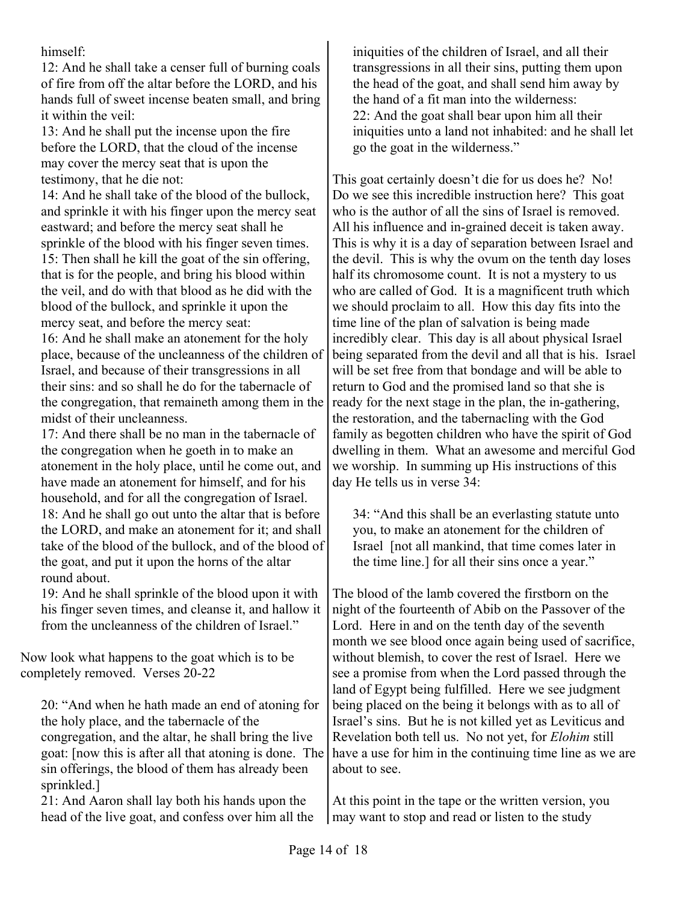himself:

12: And he shall take a censer full of burning coals of fire from off the altar before the LORD, and his hands full of sweet incense beaten small, and bring it within the veil:

13: And he shall put the incense upon the fire before the LORD, that the cloud of the incense may cover the mercy seat that is upon the testimony, that he die not:

14: And he shall take of the blood of the bullock, and sprinkle it with his finger upon the mercy seat eastward; and before the mercy seat shall he sprinkle of the blood with his finger seven times.

15: Then shall he kill the goat of the sin offering, that is for the people, and bring his blood within the veil, and do with that blood as he did with the blood of the bullock, and sprinkle it upon the mercy seat, and before the mercy seat:

16: And he shall make an atonement for the holy place, because of the uncleanness of the children of Israel, and because of their transgressions in all their sins: and so shall he do for the tabernacle of the congregation, that remaineth among them in the midst of their uncleanness.

17: And there shall be no man in the tabernacle of the congregation when he goeth in to make an atonement in the holy place, until he come out, and have made an atonement for himself, and for his household, and for all the congregation of Israel.

18: And he shall go out unto the altar that is before the LORD, and make an atonement for it; and shall take of the blood of the bullock, and of the blood of the goat, and put it upon the horns of the altar round about.

19: And he shall sprinkle of the blood upon it with his finger seven times, and cleanse it, and hallow it from the uncleanness of the children of Israel."

Now look what happens to the goat which is to be completely removed. Verses 20-22

> 20: "And when he hath made an end of atoning for the holy place, and the tabernacle of the congregation, and the altar, he shall bring the live goat: [now this is after all that atoning is done. The sin offerings, the blood of them has already been sprinkled.]
>
> 21: And Aaron shall lay both his hands upon the head of the live goat, and confess over him all the iniquities of the children of Israel, and all their transgressions in all their sins, putting them upon the head of the goat, and shall send him away by the hand of a fit man into the wilderness:
>
> 22: And the goat shall bear upon him all their iniquities unto a land not inhabited: and he shall let go the goat in the wilderness."

This goat certainly doesn't die for us does he? No! Do we see this incredible instruction here? This goat who is the author of all the sins of Israel is removed. All his influence and in-grained deceit is taken away. This is why it is a day of separation between Israel and the devil. This is why the ovum on the tenth day loses half its chromosome count. It is not a mystery to us who are called of God. It is a magnificent truth which we should proclaim to all. How this day fits into the time line of the plan of salvation is being made incredibly clear. This day is all about physical Israel being separated from the devil and all that is his. Israel will be set free from that bondage and will be able to return to God and the promised land so that she is ready for the next stage in the plan, the in-gathering, the restoration, and the tabernacling with the God family as begotten children who have the spirit of God dwelling in them. What an awesome and merciful God we worship. In summing up His instructions of this day He tells us in verse 34:

> 34: "And this shall be an everlasting statute unto you, to make an atonement for the children of Israel [not all mankind, that time comes later in the time line.] for all their sins once a year."

The blood of the lamb covered the firstborn on the night of the fourteenth of Abib on the Passover of the Lord. Here in and on the tenth day of the seventh month we see blood once again being used of sacrifice, without blemish, to cover the rest of Israel. Here we see a promise from when the Lord passed through the land of Egypt being fulfilled. Here we see judgment being placed on the being it belongs with as to all of Israel's sins. But he is not killed yet as Leviticus and Revelation both tell us. No not yet, for *Elohim* still have a use for him in the continuing time line as we are about to see.

At this point in the tape or the written version, you may want to stop and read or listen to the study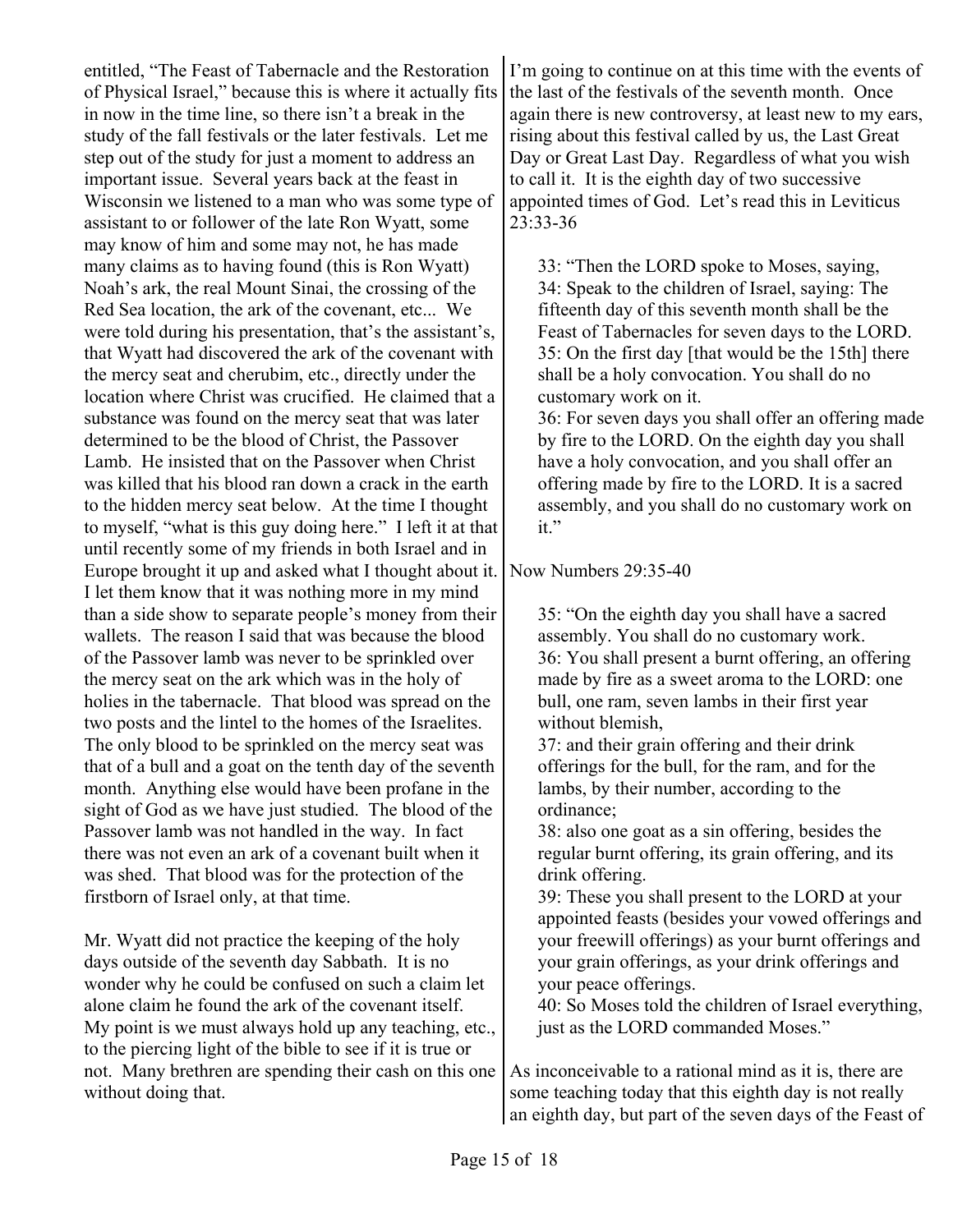entitled, "The Feast of Tabernacle and the Restoration of Physical Israel," because this is where it actually fits in now in the time line, so there isn't a break in the study of the fall festivals or the later festivals. Let me step out of the study for just a moment to address an important issue. Several years back at the feast in Wisconsin we listened to a man who was some type of assistant to or follower of the late Ron Wyatt, some may know of him and some may not, he has made many claims as to having found (this is Ron Wyatt) Noah's ark, the real Mount Sinai, the crossing of the Red Sea location, the ark of the covenant, etc... We were told during his presentation, that's the assistant's, that Wyatt had discovered the ark of the covenant with the mercy seat and cherubim, etc., directly under the location where Christ was crucified. He claimed that a substance was found on the mercy seat that was later determined to be the blood of Christ, the Passover Lamb. He insisted that on the Passover when Christ was killed that his blood ran down a crack in the earth to the hidden mercy seat below. At the time I thought to myself, "what is this guy doing here." I left it at that until recently some of my friends in both Israel and in Europe brought it up and asked what I thought about it. I let them know that it was nothing more in my mind than a side show to separate people's money from their wallets. The reason I said that was because the blood of the Passover lamb was never to be sprinkled over the mercy seat on the ark which was in the holy of holies in the tabernacle. That blood was spread on the two posts and the lintel to the homes of the Israelites. The only blood to be sprinkled on the mercy seat was that of a bull and a goat on the tenth day of the seventh month. Anything else would have been profane in the sight of God as we have just studied. The blood of the Passover lamb was not handled in the way. In fact there was not even an ark of a covenant built when it was shed. That blood was for the protection of the firstborn of Israel only, at that time.

Mr. Wyatt did not practice the keeping of the holy days outside of the seventh day Sabbath. It is no wonder why he could be confused on such a claim let alone claim he found the ark of the covenant itself. My point is we must always hold up any teaching, etc., to the piercing light of the bible to see if it is true or not. Many brethren are spending their cash on this one without doing that.

I'm going to continue on at this time with the events of the last of the festivals of the seventh month. Once again there is new controversy, at least new to my ears, rising about this festival called by us, the Last Great Day or Great Last Day. Regardless of what you wish to call it. It is the eighth day of two successive appointed times of God. Let's read this in Leviticus 23:33-36

> 33: "Then the LORD spoke to Moses, saying,
> 34: Speak to the children of Israel, saying: The fifteenth day of this seventh month shall be the Feast of Tabernacles for seven days to the LORD.
> 35: On the first day [that would be the 15th] there shall be a holy convocation. You shall do no customary work on it.
> 36: For seven days you shall offer an offering made by fire to the LORD. On the eighth day you shall have a holy convocation, and you shall offer an offering made by fire to the LORD. It is a sacred assembly, and you shall do no customary work on it."

Now Numbers 29:35-40

> 35: "On the eighth day you shall have a sacred assembly. You shall do no customary work.
> 36: You shall present a burnt offering, an offering made by fire as a sweet aroma to the LORD: one bull, one ram, seven lambs in their first year without blemish,
> 37: and their grain offering and their drink offerings for the bull, for the ram, and for the lambs, by their number, according to the ordinance;
> 38: also one goat as a sin offering, besides the regular burnt offering, its grain offering, and its drink offering.
> 39: These you shall present to the LORD at your appointed feasts (besides your vowed offerings and your freewill offerings) as your burnt offerings and your grain offerings, as your drink offerings and your peace offerings.
> 40: So Moses told the children of Israel everything, just as the LORD commanded Moses."

As inconceivable to a rational mind as it is, there are some teaching today that this eighth day is not really an eighth day, but part of the seven days of the Feast of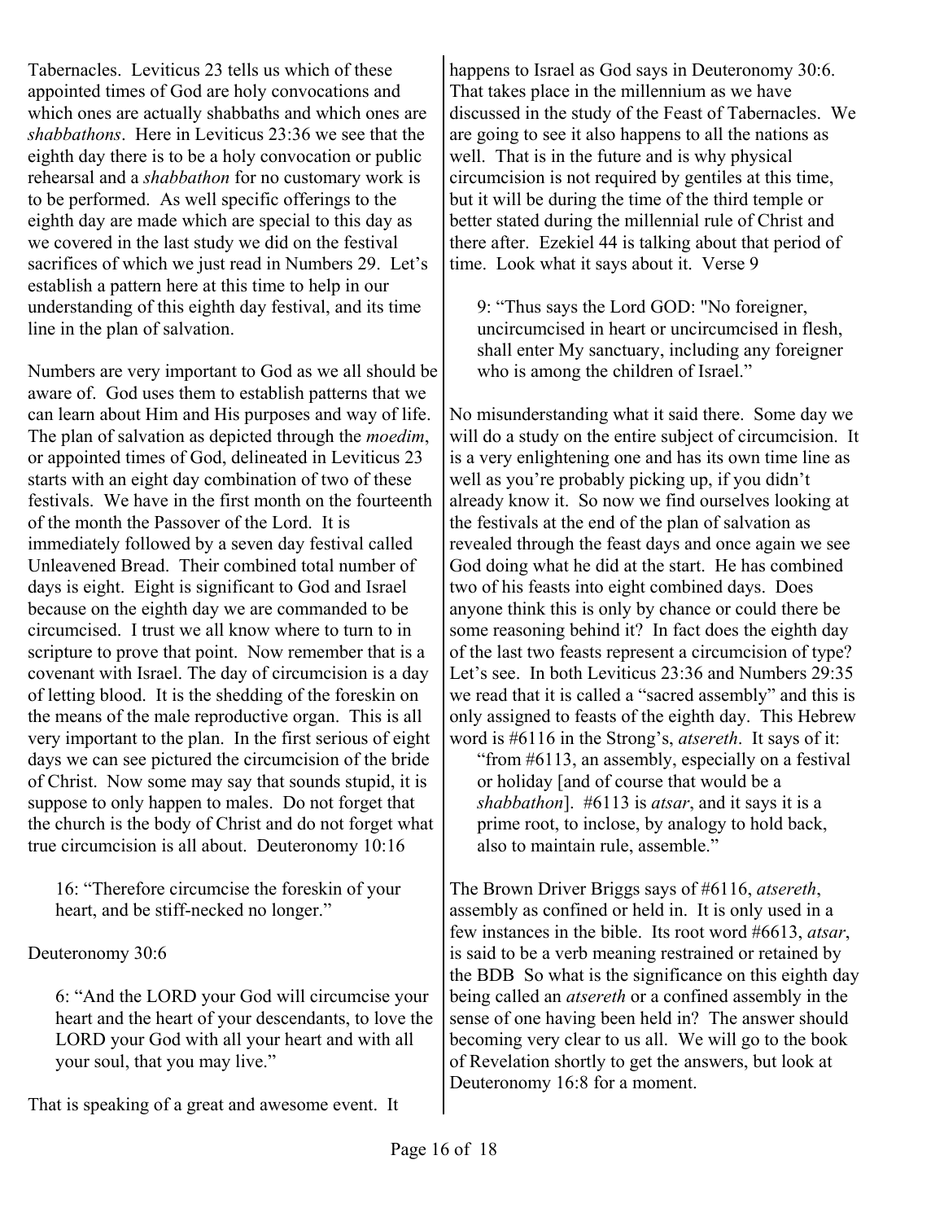Tabernacles. Leviticus 23 tells us which of these appointed times of God are holy convocations and which ones are actually shabbaths and which ones are *shabbathons*. Here in Leviticus 23:36 we see that the eighth day there is to be a holy convocation or public rehearsal and a *shabbathon* for no customary work is to be performed. As well specific offerings to the eighth day are made which are special to this day as we covered in the last study we did on the festival sacrifices of which we just read in Numbers 29. Let's establish a pattern here at this time to help in our understanding of this eighth day festival, and its time line in the plan of salvation.

Numbers are very important to God as we all should be aware of. God uses them to establish patterns that we can learn about Him and His purposes and way of life. The plan of salvation as depicted through the *moedim*, or appointed times of God, delineated in Leviticus 23 starts with an eight day combination of two of these festivals. We have in the first month on the fourteenth of the month the Passover of the Lord. It is immediately followed by a seven day festival called Unleavened Bread. Their combined total number of days is eight. Eight is significant to God and Israel because on the eighth day we are commanded to be circumcised. I trust we all know where to turn to in scripture to prove that point. Now remember that is a covenant with Israel. The day of circumcision is a day of letting blood. It is the shedding of the foreskin on the means of the male reproductive organ. This is all very important to the plan. In the first serious of eight days we can see pictured the circumcision of the bride of Christ. Now some may say that sounds stupid, it is suppose to only happen to males. Do not forget that the church is the body of Christ and do not forget what true circumcision is all about. Deuteronomy 10:16

> 16: "Therefore circumcise the foreskin of your heart, and be stiff-necked no longer."

Deuteronomy 30:6

> 6: "And the LORD your God will circumcise your heart and the heart of your descendants, to love the LORD your God with all your heart and with all your soul, that you may live."

That is speaking of a great and awesome event. It happens to Israel as God says in Deuteronomy 30:6. That takes place in the millennium as we have discussed in the study of the Feast of Tabernacles. We are going to see it also happens to all the nations as well. That is in the future and is why physical circumcision is not required by gentiles at this time, but it will be during the time of the third temple or better stated during the millennial rule of Christ and there after. Ezekiel 44 is talking about that period of time. Look what it says about it. Verse 9

> 9: "Thus says the Lord GOD: "No foreigner, uncircumcised in heart or uncircumcised in flesh, shall enter My sanctuary, including any foreigner who is among the children of Israel."

No misunderstanding what it said there. Some day we will do a study on the entire subject of circumcision. It is a very enlightening one and has its own time line as well as you're probably picking up, if you didn't already know it. So now we find ourselves looking at the festivals at the end of the plan of salvation as revealed through the feast days and once again we see God doing what he did at the start. He has combined two of his feasts into eight combined days. Does anyone think this is only by chance or could there be some reasoning behind it? In fact does the eighth day of the last two feasts represent a circumcision of type? Let's see. In both Leviticus 23:36 and Numbers 29:35 we read that it is called a "sacred assembly" and this is only assigned to feasts of the eighth day. This Hebrew word is #6116 in the Strong's, *atsereth*. It says of it:

> "from #6113, an assembly, especially on a festival or holiday [and of course that would be a *shabbathon*]. #6113 is *atsar*, and it says it is a prime root, to inclose, by analogy to hold back, also to maintain rule, assemble."

The Brown Driver Briggs says of #6116, *atsereth*, assembly as confined or held in. It is only used in a few instances in the bible. Its root word #6613, *atsar*, is said to be a verb meaning restrained or retained by the BDB So what is the significance on this eighth day being called an *atsereth* or a confined assembly in the sense of one having been held in? The answer should becoming very clear to us all. We will go to the book of Revelation shortly to get the answers, but look at Deuteronomy 16:8 for a moment.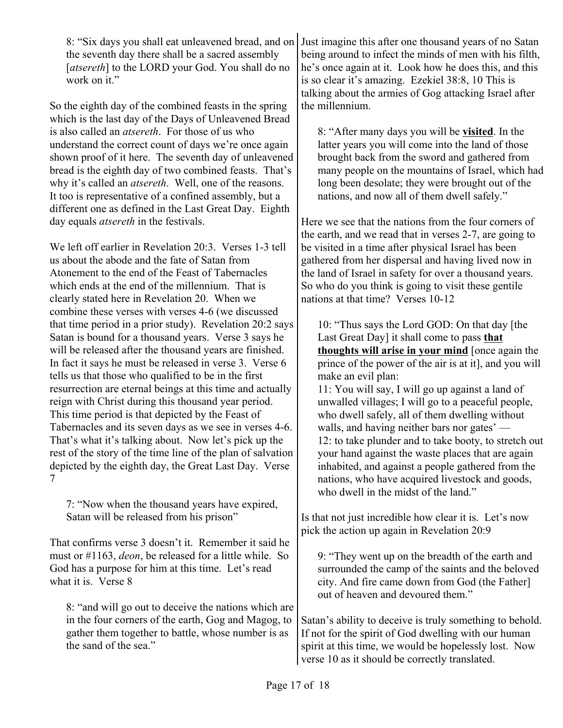> 8: "Six days you shall eat unleavened bread, and on the seventh day there shall be a sacred assembly [*atsereth*] to the LORD your God. You shall do no work on it."

So the eighth day of the combined feasts in the spring which is the last day of the Days of Unleavened Bread is also called an *atsereth*. For those of us who understand the correct count of days we're once again shown proof of it here. The seventh day of unleavened bread is the eighth day of two combined feasts. That's why it's called an *atsereth*. Well, one of the reasons. It too is representative of a confined assembly, but a different one as defined in the Last Great Day. Eighth day equals *atsereth* in the festivals.

We left off earlier in Revelation 20:3. Verses 1-3 tell us about the abode and the fate of Satan from Atonement to the end of the Feast of Tabernacles which ends at the end of the millennium. That is clearly stated here in Revelation 20. When we combine these verses with verses 4-6 (we discussed that time period in a prior study). Revelation 20:2 says Satan is bound for a thousand years. Verse 3 says he will be released after the thousand years are finished. In fact it says he must be released in verse 3. Verse 6 tells us that those who qualified to be in the first resurrection are eternal beings at this time and actually reign with Christ during this thousand year period. This time period is that depicted by the Feast of Tabernacles and its seven days as we see in verses 4-6. That's what it's talking about. Now let's pick up the rest of the story of the time line of the plan of salvation depicted by the eighth day, the Great Last Day. Verse 7

> 7: "Now when the thousand years have expired, Satan will be released from his prison"

That confirms verse 3 doesn't it. Remember it said he must or #1163, *deon*, be released for a little while. So God has a purpose for him at this time. Let's read what it is. Verse 8

> 8: "and will go out to deceive the nations which are in the four corners of the earth, Gog and Magog, to gather them together to battle, whose number is as the sand of the sea."

Just imagine this after one thousand years of no Satan being around to infect the minds of men with his filth, he's once again at it. Look how he does this, and this is so clear it's amazing. Ezekiel 38:8, 10 This is talking about the armies of Gog attacking Israel after the millennium.

> 8: "After many days you will be **visited**. In the latter years you will come into the land of those brought back from the sword and gathered from many people on the mountains of Israel, which had long been desolate; they were brought out of the nations, and now all of them dwell safely."

Here we see that the nations from the four corners of the earth, and we read that in verses 2-7, are going to be visited in a time after physical Israel has been gathered from her dispersal and having lived now in the land of Israel in safety for over a thousand years. So who do you think is going to visit these gentile nations at that time? Verses 10-12

> 10: "Thus says the Lord GOD: On that day [the Last Great Day] it shall come to pass **that thoughts will arise in your mind** [once again the prince of the power of the air is at it], and you will make an evil plan:
> 11: You will say, I will go up against a land of unwalled villages; I will go to a peaceful people, who dwell safely, all of them dwelling without walls, and having neither bars nor gates' —
> 12: to take plunder and to take booty, to stretch out your hand against the waste places that are again inhabited, and against a people gathered from the nations, who have acquired livestock and goods, who dwell in the midst of the land."

Is that not just incredible how clear it is. Let's now pick the action up again in Revelation 20:9

> 9: "They went up on the breadth of the earth and surrounded the camp of the saints and the beloved city. And fire came down from God (the Father] out of heaven and devoured them."

Satan's ability to deceive is truly something to behold. If not for the spirit of God dwelling with our human spirit at this time, we would be hopelessly lost. Now verse 10 as it should be correctly translated.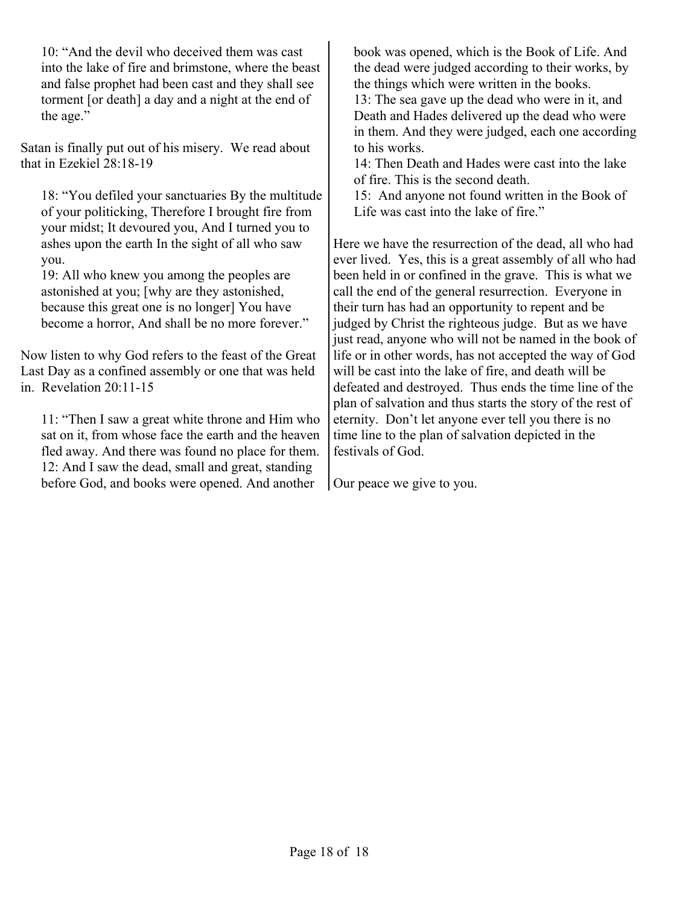> 10: "And the devil who deceived them was cast into the lake of fire and brimstone, where the beast and false prophet had been cast and they shall see torment [or death] a day and a night at the end of the age."

Satan is finally put out of his misery. We read about that in Ezekiel 28:18-19

> 18: "You defiled your sanctuaries By the multitude of your politicking, Therefore I brought fire from your midst; It devoured you, And I turned you to ashes upon the earth In the sight of all who saw you.
> 19: All who knew you among the peoples are astonished at you; [why are they astonished, because this great one is no longer] You have become a horror, And shall be no more forever."

Now listen to why God refers to the feast of the Great Last Day as a confined assembly or one that was held in. Revelation 20:11-15

> 11: "Then I saw a great white throne and Him who sat on it, from whose face the earth and the heaven fled away. And there was found no place for them.
> 12: And I saw the dead, small and great, standing before God, and books were opened. And another book was opened, which is the Book of Life. And the dead were judged according to their works, by the things which were written in the books.
> 13: The sea gave up the dead who were in it, and Death and Hades delivered up the dead who were in them. And they were judged, each one according to his works.
> 14: Then Death and Hades were cast into the lake of fire. This is the second death.
> 15: And anyone not found written in the Book of Life was cast into the lake of fire."

Here we have the resurrection of the dead, all who had ever lived. Yes, this is a great assembly of all who had been held in or confined in the grave. This is what we call the end of the general resurrection. Everyone in their turn has had an opportunity to repent and be judged by Christ the righteous judge. But as we have just read, anyone who will not be named in the book of life or in other words, has not accepted the way of God will be cast into the lake of fire, and death will be defeated and destroyed. Thus ends the time line of the plan of salvation and thus starts the story of the rest of eternity. Don't let anyone ever tell you there is no time line to the plan of salvation depicted in the festivals of God.

Our peace we give to you.